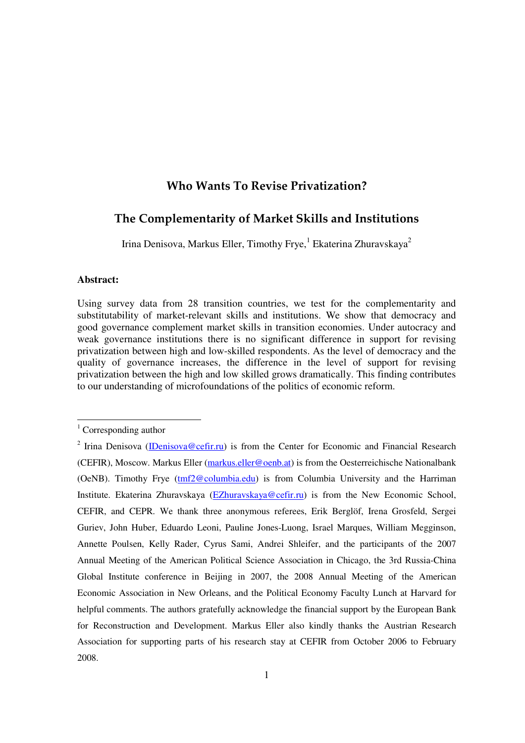# Who Wants To Revise Privatization?

## The Complementarity of Market Skills and Institutions

Irina Denisova, Markus Eller, Timothy Frye,[1] Ekaterina Zhuravskaya[2]

**Abstract:**

Using survey data from 28 transition countries, we test for the complementarity and substitutability of market-relevant skills and institutions. We show that democracy and good governance complement market skills in transition economies. Under autocracy and weak governance institutions there is no significant difference in support for revising privatization between high and low-skilled respondents. As the level of democracy and the quality of governance increases, the difference in the level of support for revising privatization between the high and low skilled grows dramatically. This finding contributes to our understanding of microfoundations of the politics of economic reform.

---

[1] Corresponding author

[2] Irina Denisova (IDenisova@cefir.ru) is from the Center for Economic and Financial Research (CEFIR), Moscow. Markus Eller (markus.eller@oenb.at) is from the Oesterreichische Nationalbank (OeNB). Timothy Frye (tmf2@columbia.edu) is from Columbia University and the Harriman Institute. Ekaterina Zhuravskaya (EZhuravskaya@cefir.ru) is from the New Economic School, CEFIR, and CEPR. We thank three anonymous referees, Erik Berglöf, Irena Grosfeld, Sergei Guriev, John Huber, Eduardo Leoni, Pauline Jones-Luong, Israel Marques, William Megginson, Annette Poulsen, Kelly Rader, Cyrus Sami, Andrei Shleifer, and the participants of the 2007 Annual Meeting of the American Political Science Association in Chicago, the 3rd Russia-China Global Institute conference in Beijing in 2007, the 2008 Annual Meeting of the American Economic Association in New Orleans, and the Political Economy Faculty Lunch at Harvard for helpful comments. The authors gratefully acknowledge the financial support by the European Bank for Reconstruction and Development. Markus Eller also kindly thanks the Austrian Research Association for supporting parts of his research stay at CEFIR from October 2006 to February 2008.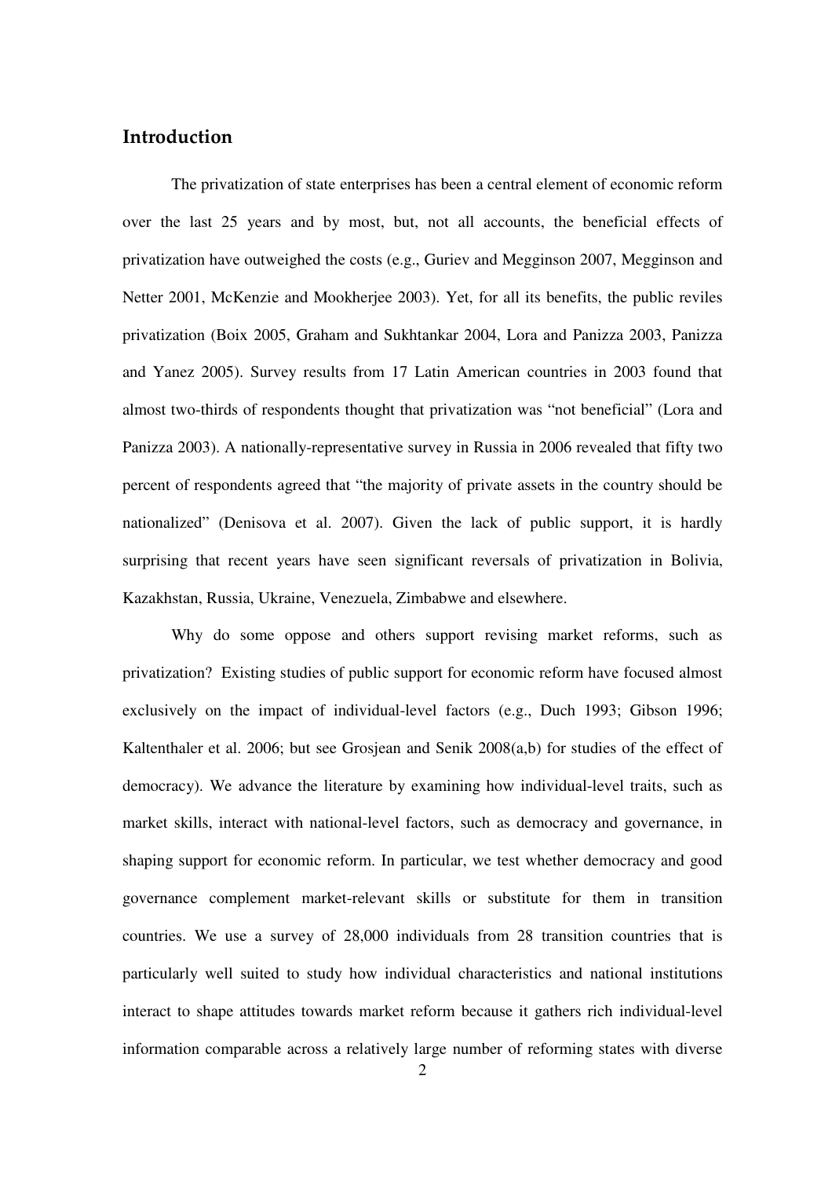## Introduction

The privatization of state enterprises has been a central element of economic reform over the last 25 years and by most, but, not all accounts, the beneficial effects of privatization have outweighed the costs (e.g., Guriev and Megginson 2007, Megginson and Netter 2001, McKenzie and Mookherjee 2003). Yet, for all its benefits, the public reviles privatization (Boix 2005, Graham and Sukhtankar 2004, Lora and Panizza 2003, Panizza and Yanez 2005). Survey results from 17 Latin American countries in 2003 found that almost two-thirds of respondents thought that privatization was "not beneficial" (Lora and Panizza 2003). A nationally-representative survey in Russia in 2006 revealed that fifty two percent of respondents agreed that "the majority of private assets in the country should be nationalized" (Denisova et al. 2007). Given the lack of public support, it is hardly surprising that recent years have seen significant reversals of privatization in Bolivia, Kazakhstan, Russia, Ukraine, Venezuela, Zimbabwe and elsewhere.

Why do some oppose and others support revising market reforms, such as privatization? Existing studies of public support for economic reform have focused almost exclusively on the impact of individual-level factors (e.g., Duch 1993; Gibson 1996; Kaltenthaler et al. 2006; but see Grosjean and Senik 2008(a,b) for studies of the effect of democracy). We advance the literature by examining how individual-level traits, such as market skills, interact with national-level factors, such as democracy and governance, in shaping support for economic reform. In particular, we test whether democracy and good governance complement market-relevant skills or substitute for them in transition countries. We use a survey of 28,000 individuals from 28 transition countries that is particularly well suited to study how individual characteristics and national institutions interact to shape attitudes towards market reform because it gathers rich individual-level information comparable across a relatively large number of reforming states with diverse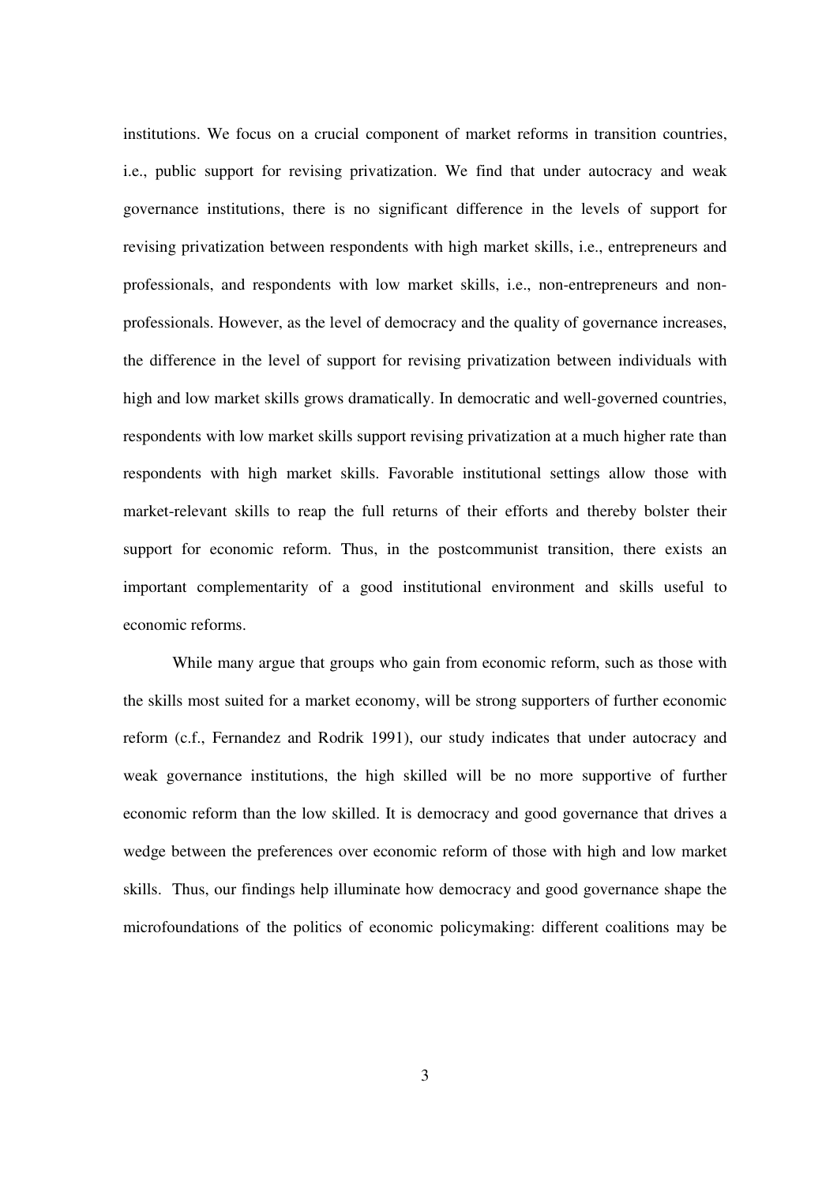institutions. We focus on a crucial component of market reforms in transition countries, i.e., public support for revising privatization. We find that under autocracy and weak governance institutions, there is no significant difference in the levels of support for revising privatization between respondents with high market skills, i.e., entrepreneurs and professionals, and respondents with low market skills, i.e., non-entrepreneurs and non-professionals. However, as the level of democracy and the quality of governance increases, the difference in the level of support for revising privatization between individuals with high and low market skills grows dramatically. In democratic and well-governed countries, respondents with low market skills support revising privatization at a much higher rate than respondents with high market skills. Favorable institutional settings allow those with market-relevant skills to reap the full returns of their efforts and thereby bolster their support for economic reform. Thus, in the postcommunist transition, there exists an important complementarity of a good institutional environment and skills useful to economic reforms.

While many argue that groups who gain from economic reform, such as those with the skills most suited for a market economy, will be strong supporters of further economic reform (c.f., Fernandez and Rodrik 1991), our study indicates that under autocracy and weak governance institutions, the high skilled will be no more supportive of further economic reform than the low skilled. It is democracy and good governance that drives a wedge between the preferences over economic reform of those with high and low market skills. Thus, our findings help illuminate how democracy and good governance shape the microfoundations of the politics of economic policymaking: different coalitions may be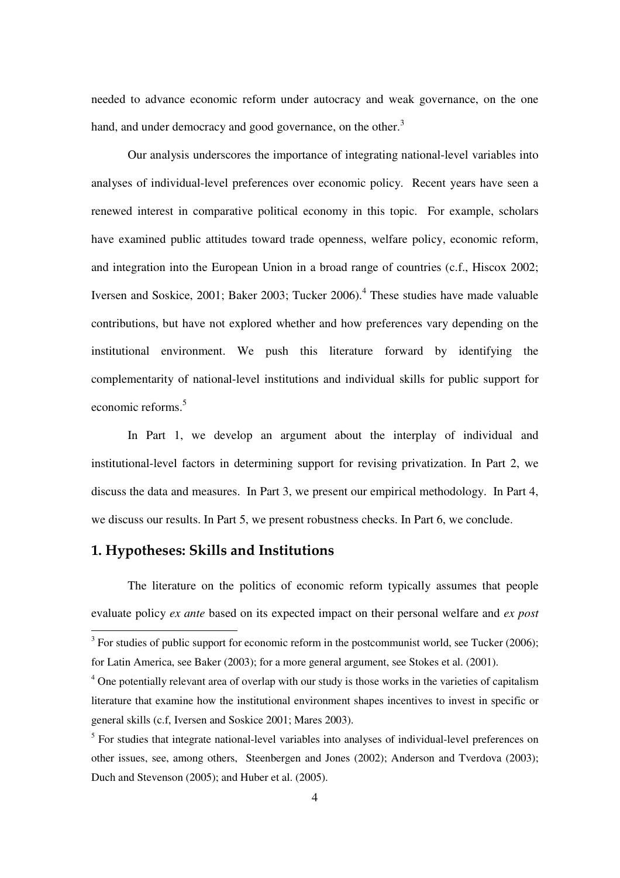needed to advance economic reform under autocracy and weak governance, on the one hand, and under democracy and good governance, on the other.[3]

Our analysis underscores the importance of integrating national-level variables into analyses of individual-level preferences over economic policy. Recent years have seen a renewed interest in comparative political economy in this topic. For example, scholars have examined public attitudes toward trade openness, welfare policy, economic reform, and integration into the European Union in a broad range of countries (c.f., Hiscox 2002; Iversen and Soskice, 2001; Baker 2003; Tucker 2006).[4] These studies have made valuable contributions, but have not explored whether and how preferences vary depending on the institutional environment. We push this literature forward by identifying the complementarity of national-level institutions and individual skills for public support for economic reforms.[5]

In Part 1, we develop an argument about the interplay of individual and institutional-level factors in determining support for revising privatization. In Part 2, we discuss the data and measures. In Part 3, we present our empirical methodology. In Part 4, we discuss our results. In Part 5, we present robustness checks. In Part 6, we conclude.

## 1. Hypotheses: Skills and Institutions

The literature on the politics of economic reform typically assumes that people evaluate policy *ex ante* based on its expected impact on their personal welfare and *ex post*

---

[3] For studies of public support for economic reform in the postcommunist world, see Tucker (2006); for Latin America, see Baker (2003); for a more general argument, see Stokes et al. (2001).

[4] One potentially relevant area of overlap with our study is those works in the varieties of capitalism literature that examine how the institutional environment shapes incentives to invest in specific or general skills (c.f, Iversen and Soskice 2001; Mares 2003).

[5] For studies that integrate national-level variables into analyses of individual-level preferences on other issues, see, among others, Steenbergen and Jones (2002); Anderson and Tverdova (2003); Duch and Stevenson (2005); and Huber et al. (2005).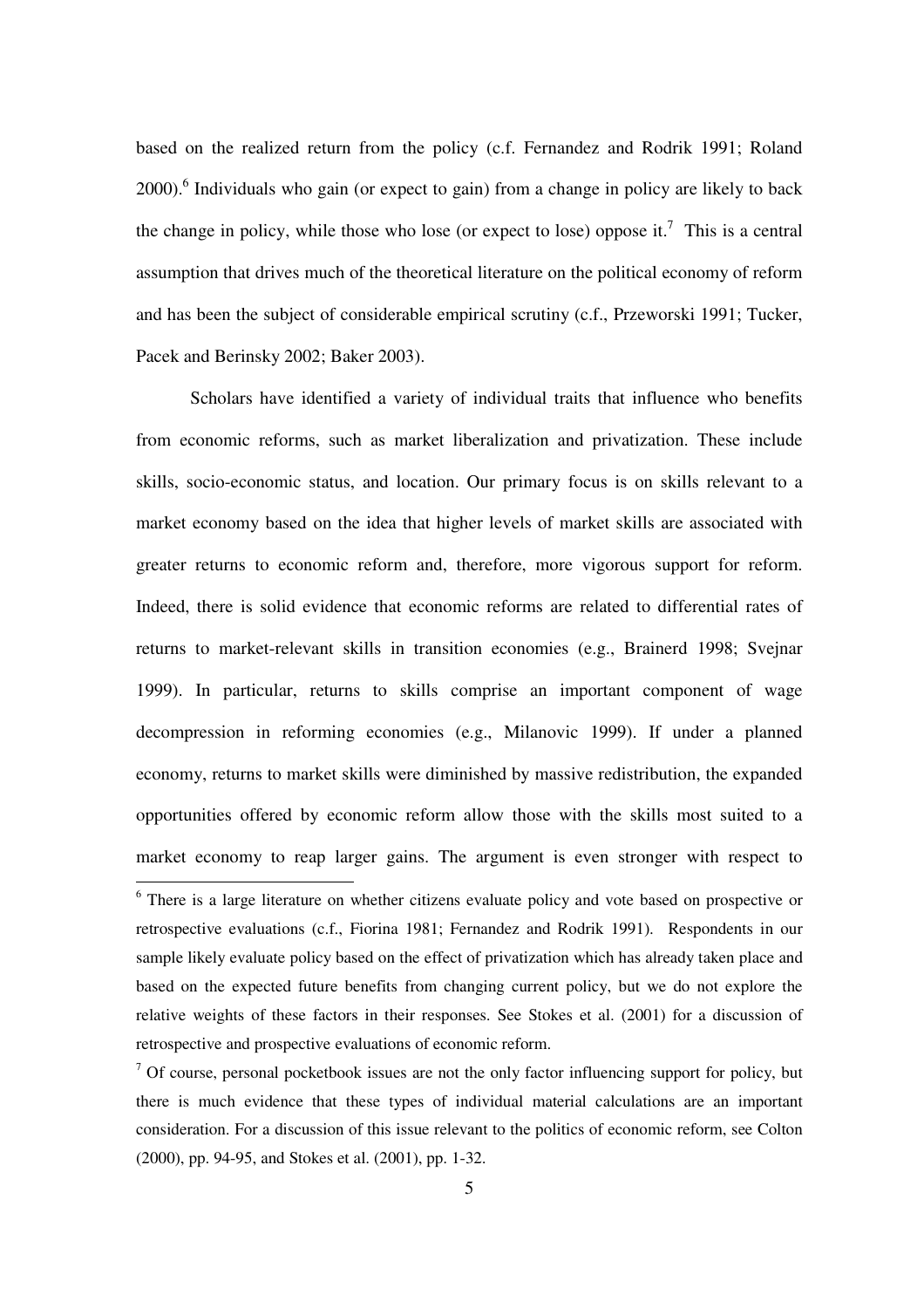based on the realized return from the policy (c.f. Fernandez and Rodrik 1991; Roland 2000).[6] Individuals who gain (or expect to gain) from a change in policy are likely to back the change in policy, while those who lose (or expect to lose) oppose it.[7] This is a central assumption that drives much of the theoretical literature on the political economy of reform and has been the subject of considerable empirical scrutiny (c.f., Przeworski 1991; Tucker, Pacek and Berinsky 2002; Baker 2003).

Scholars have identified a variety of individual traits that influence who benefits from economic reforms, such as market liberalization and privatization. These include skills, socio-economic status, and location. Our primary focus is on skills relevant to a market economy based on the idea that higher levels of market skills are associated with greater returns to economic reform and, therefore, more vigorous support for reform. Indeed, there is solid evidence that economic reforms are related to differential rates of returns to market-relevant skills in transition economies (e.g., Brainerd 1998; Svejnar 1999). In particular, returns to skills comprise an important component of wage decompression in reforming economies (e.g., Milanovic 1999). If under a planned economy, returns to market skills were diminished by massive redistribution, the expanded opportunities offered by economic reform allow those with the skills most suited to a market economy to reap larger gains. The argument is even stronger with respect to

[6] There is a large literature on whether citizens evaluate policy and vote based on prospective or retrospective evaluations (c.f., Fiorina 1981; Fernandez and Rodrik 1991). Respondents in our sample likely evaluate policy based on the effect of privatization which has already taken place and based on the expected future benefits from changing current policy, but we do not explore the relative weights of these factors in their responses. See Stokes et al. (2001) for a discussion of retrospective and prospective evaluations of economic reform.

[7] Of course, personal pocketbook issues are not the only factor influencing support for policy, but there is much evidence that these types of individual material calculations are an important consideration. For a discussion of this issue relevant to the politics of economic reform, see Colton (2000), pp. 94-95, and Stokes et al. (2001), pp. 1-32.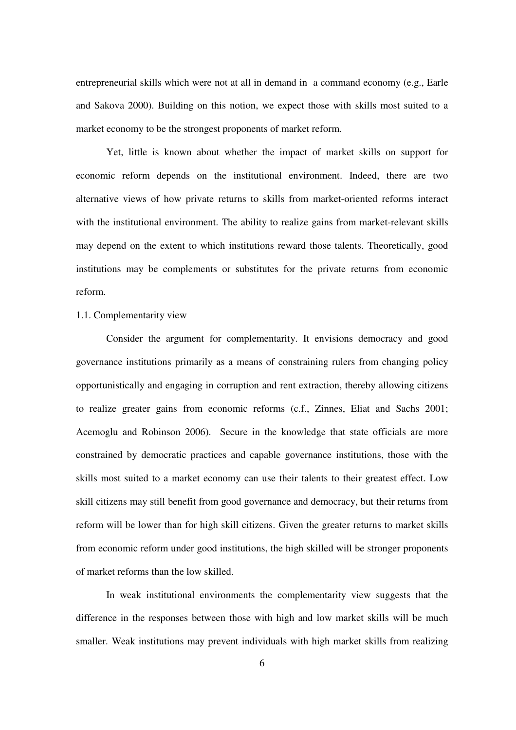entrepreneurial skills which were not at all in demand in a command economy (e.g., Earle and Sakova 2000). Building on this notion, we expect those with skills most suited to a market economy to be the strongest proponents of market reform.

Yet, little is known about whether the impact of market skills on support for economic reform depends on the institutional environment. Indeed, there are two alternative views of how private returns to skills from market-oriented reforms interact with the institutional environment. The ability to realize gains from market-relevant skills may depend on the extent to which institutions reward those talents. Theoretically, good institutions may be complements or substitutes for the private returns from economic reform.

### 1.1. Complementarity view

Consider the argument for complementarity. It envisions democracy and good governance institutions primarily as a means of constraining rulers from changing policy opportunistically and engaging in corruption and rent extraction, thereby allowing citizens to realize greater gains from economic reforms (c.f., Zinnes, Eliat and Sachs 2001; Acemoglu and Robinson 2006). Secure in the knowledge that state officials are more constrained by democratic practices and capable governance institutions, those with the skills most suited to a market economy can use their talents to their greatest effect. Low skill citizens may still benefit from good governance and democracy, but their returns from reform will be lower than for high skill citizens. Given the greater returns to market skills from economic reform under good institutions, the high skilled will be stronger proponents of market reforms than the low skilled.

In weak institutional environments the complementarity view suggests that the difference in the responses between those with high and low market skills will be much smaller. Weak institutions may prevent individuals with high market skills from realizing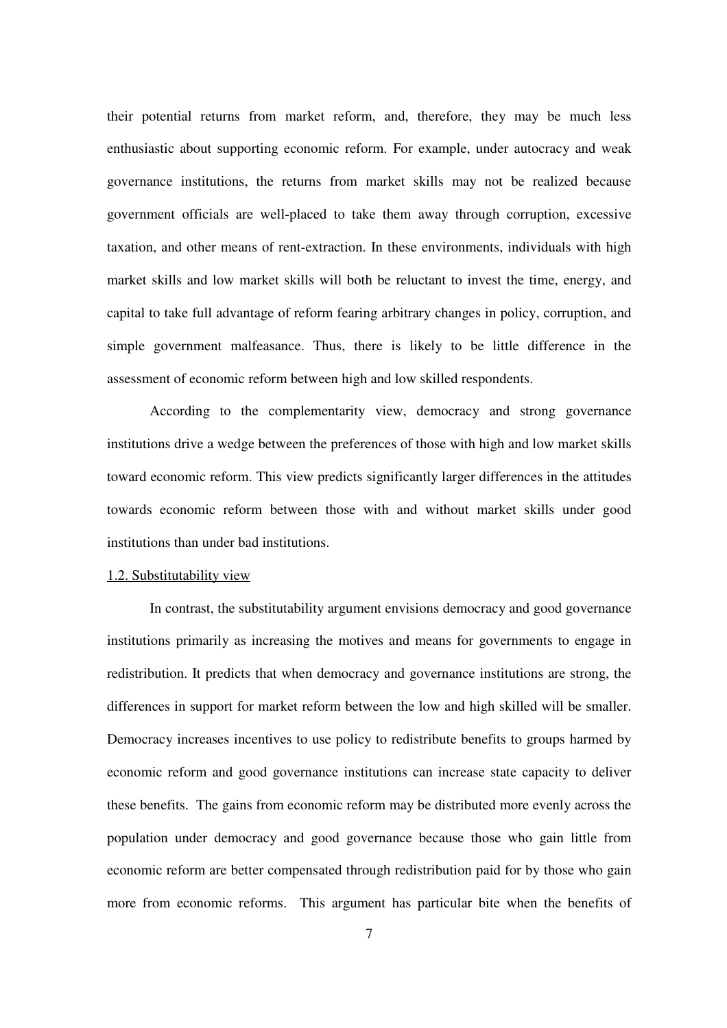their potential returns from market reform, and, therefore, they may be much less enthusiastic about supporting economic reform. For example, under autocracy and weak governance institutions, the returns from market skills may not be realized because government officials are well-placed to take them away through corruption, excessive taxation, and other means of rent-extraction. In these environments, individuals with high market skills and low market skills will both be reluctant to invest the time, energy, and capital to take full advantage of reform fearing arbitrary changes in policy, corruption, and simple government malfeasance. Thus, there is likely to be little difference in the assessment of economic reform between high and low skilled respondents.

According to the complementarity view, democracy and strong governance institutions drive a wedge between the preferences of those with high and low market skills toward economic reform. This view predicts significantly larger differences in the attitudes towards economic reform between those with and without market skills under good institutions than under bad institutions.

### 1.2. Substitutability view

In contrast, the substitutability argument envisions democracy and good governance institutions primarily as increasing the motives and means for governments to engage in redistribution. It predicts that when democracy and governance institutions are strong, the differences in support for market reform between the low and high skilled will be smaller. Democracy increases incentives to use policy to redistribute benefits to groups harmed by economic reform and good governance institutions can increase state capacity to deliver these benefits. The gains from economic reform may be distributed more evenly across the population under democracy and good governance because those who gain little from economic reform are better compensated through redistribution paid for by those who gain more from economic reforms. This argument has particular bite when the benefits of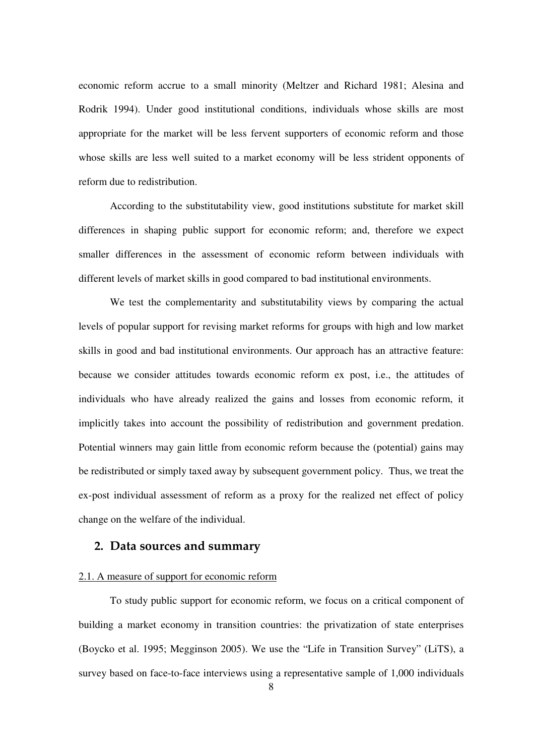economic reform accrue to a small minority (Meltzer and Richard 1981; Alesina and Rodrik 1994). Under good institutional conditions, individuals whose skills are most appropriate for the market will be less fervent supporters of economic reform and those whose skills are less well suited to a market economy will be less strident opponents of reform due to redistribution.

According to the substitutability view, good institutions substitute for market skill differences in shaping public support for economic reform; and, therefore we expect smaller differences in the assessment of economic reform between individuals with different levels of market skills in good compared to bad institutional environments.

We test the complementarity and substitutability views by comparing the actual levels of popular support for revising market reforms for groups with high and low market skills in good and bad institutional environments. Our approach has an attractive feature: because we consider attitudes towards economic reform ex post, i.e., the attitudes of individuals who have already realized the gains and losses from economic reform, it implicitly takes into account the possibility of redistribution and government predation. Potential winners may gain little from economic reform because the (potential) gains may be redistributed or simply taxed away by subsequent government policy. Thus, we treat the ex-post individual assessment of reform as a proxy for the realized net effect of policy change on the welfare of the individual.

## 2. Data sources and summary

### 2.1. A measure of support for economic reform

To study public support for economic reform, we focus on a critical component of building a market economy in transition countries: the privatization of state enterprises (Boycko et al. 1995; Megginson 2005). We use the "Life in Transition Survey" (LiTS), a survey based on face-to-face interviews using a representative sample of 1,000 individuals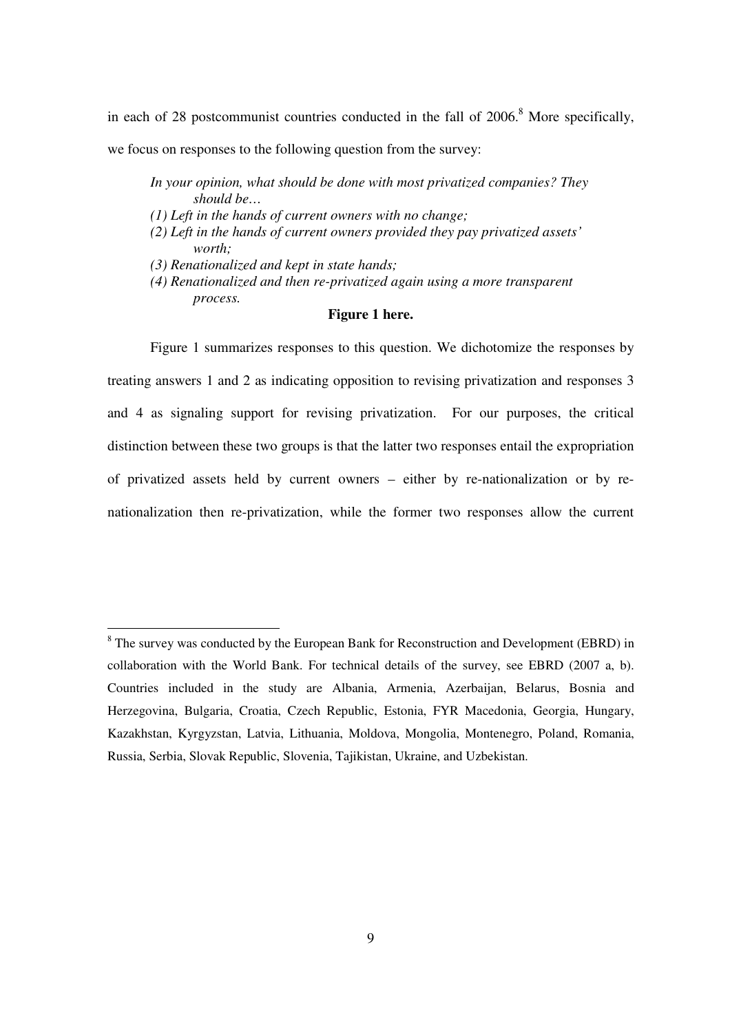in each of 28 postcommunist countries conducted in the fall of 2006.[8] More specifically, we focus on responses to the following question from the survey:

> *In your opinion, what should be done with most privatized companies? They should be…*
> *(1) Left in the hands of current owners with no change;*
> *(2) Left in the hands of current owners provided they pay privatized assets' worth;*
> *(3) Renationalized and kept in state hands;*
> *(4) Renationalized and then re-privatized again using a more transparent process.*

**Figure 1 here.**

Figure 1 summarizes responses to this question. We dichotomize the responses by treating answers 1 and 2 as indicating opposition to revising privatization and responses 3 and 4 as signaling support for revising privatization. For our purposes, the critical distinction between these two groups is that the latter two responses entail the expropriation of privatized assets held by current owners – either by re-nationalization or by re-nationalization then re-privatization, while the former two responses allow the current

---

[8] The survey was conducted by the European Bank for Reconstruction and Development (EBRD) in collaboration with the World Bank. For technical details of the survey, see EBRD (2007 a, b). Countries included in the study are Albania, Armenia, Azerbaijan, Belarus, Bosnia and Herzegovina, Bulgaria, Croatia, Czech Republic, Estonia, FYR Macedonia, Georgia, Hungary, Kazakhstan, Kyrgyzstan, Latvia, Lithuania, Moldova, Mongolia, Montenegro, Poland, Romania, Russia, Serbia, Slovak Republic, Slovenia, Tajikistan, Ukraine, and Uzbekistan.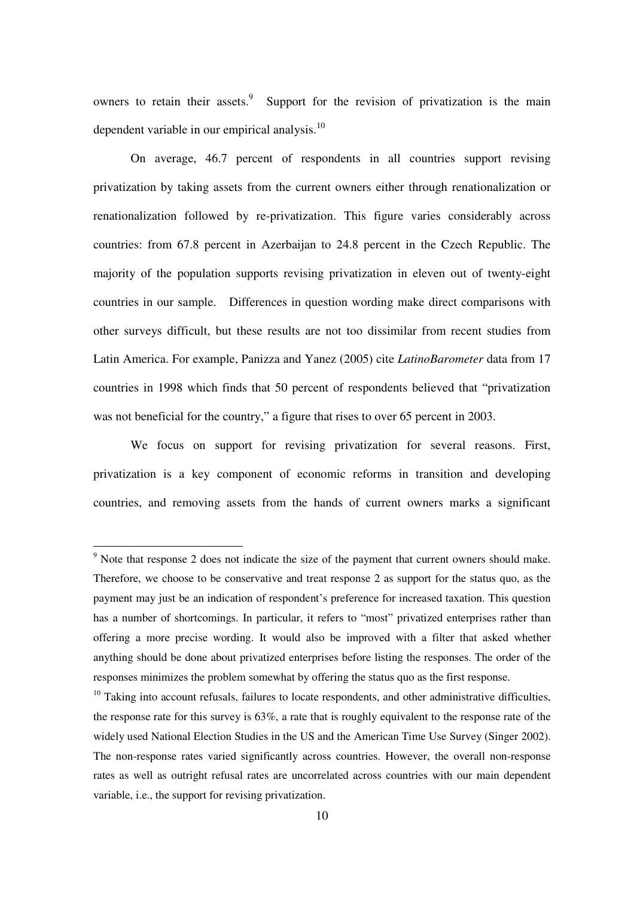owners to retain their assets.[9] Support for the revision of privatization is the main dependent variable in our empirical analysis.[10]

On average, 46.7 percent of respondents in all countries support revising privatization by taking assets from the current owners either through renationalization or renationalization followed by re-privatization. This figure varies considerably across countries: from 67.8 percent in Azerbaijan to 24.8 percent in the Czech Republic. The majority of the population supports revising privatization in eleven out of twenty-eight countries in our sample. Differences in question wording make direct comparisons with other surveys difficult, but these results are not too dissimilar from recent studies from Latin America. For example, Panizza and Yanez (2005) cite *LatinoBarometer* data from 17 countries in 1998 which finds that 50 percent of respondents believed that "privatization was not beneficial for the country," a figure that rises to over 65 percent in 2003.

We focus on support for revising privatization for several reasons. First, privatization is a key component of economic reforms in transition and developing countries, and removing assets from the hands of current owners marks a significant

---

[9] Note that response 2 does not indicate the size of the payment that current owners should make. Therefore, we choose to be conservative and treat response 2 as support for the status quo, as the payment may just be an indication of respondent's preference for increased taxation. This question has a number of shortcomings. In particular, it refers to "most" privatized enterprises rather than offering a more precise wording. It would also be improved with a filter that asked whether anything should be done about privatized enterprises before listing the responses. The order of the responses minimizes the problem somewhat by offering the status quo as the first response.

[10] Taking into account refusals, failures to locate respondents, and other administrative difficulties, the response rate for this survey is 63%, a rate that is roughly equivalent to the response rate of the widely used National Election Studies in the US and the American Time Use Survey (Singer 2002). The non-response rates varied significantly across countries. However, the overall non-response rates as well as outright refusal rates are uncorrelated across countries with our main dependent variable, i.e., the support for revising privatization.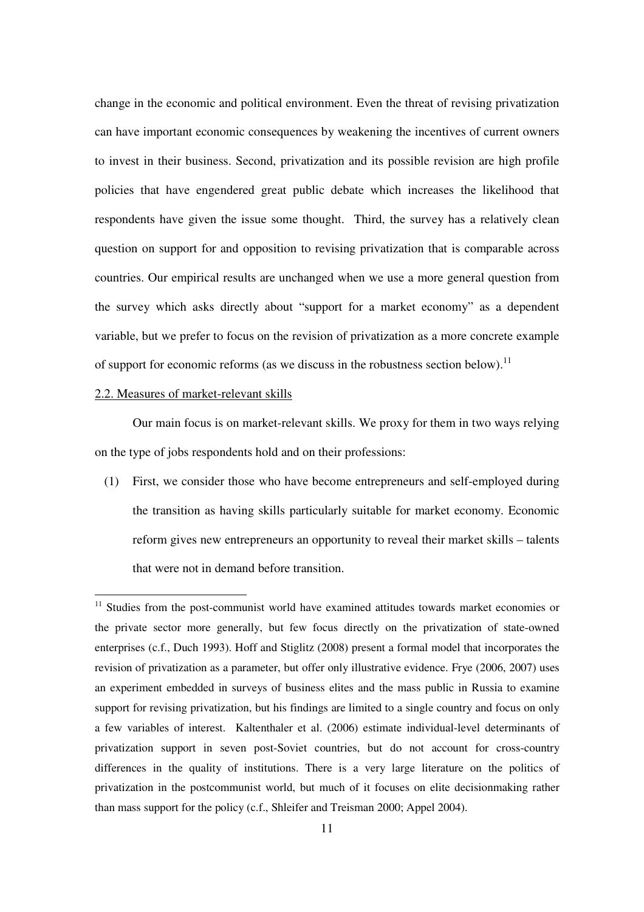change in the economic and political environment. Even the threat of revising privatization can have important economic consequences by weakening the incentives of current owners to invest in their business. Second, privatization and its possible revision are high profile policies that have engendered great public debate which increases the likelihood that respondents have given the issue some thought. Third, the survey has a relatively clean question on support for and opposition to revising privatization that is comparable across countries. Our empirical results are unchanged when we use a more general question from the survey which asks directly about "support for a market economy" as a dependent variable, but we prefer to focus on the revision of privatization as a more concrete example of support for economic reforms (as we discuss in the robustness section below).[11]

2.2. Measures of market-relevant skills

Our main focus is on market-relevant skills. We proxy for them in two ways relying on the type of jobs respondents hold and on their professions:

(1) First, we consider those who have become entrepreneurs and self-employed during the transition as having skills particularly suitable for market economy. Economic reform gives new entrepreneurs an opportunity to reveal their market skills – talents that were not in demand before transition.

[11] Studies from the post-communist world have examined attitudes towards market economies or the private sector more generally, but few focus directly on the privatization of state-owned enterprises (c.f., Duch 1993). Hoff and Stiglitz (2008) present a formal model that incorporates the revision of privatization as a parameter, but offer only illustrative evidence. Frye (2006, 2007) uses an experiment embedded in surveys of business elites and the mass public in Russia to examine support for revising privatization, but his findings are limited to a single country and focus on only a few variables of interest. Kaltenthaler et al. (2006) estimate individual-level determinants of privatization support in seven post-Soviet countries, but do not account for cross-country differences in the quality of institutions. There is a very large literature on the politics of privatization in the postcommunist world, but much of it focuses on elite decisionmaking rather than mass support for the policy (c.f., Shleifer and Treisman 2000; Appel 2004).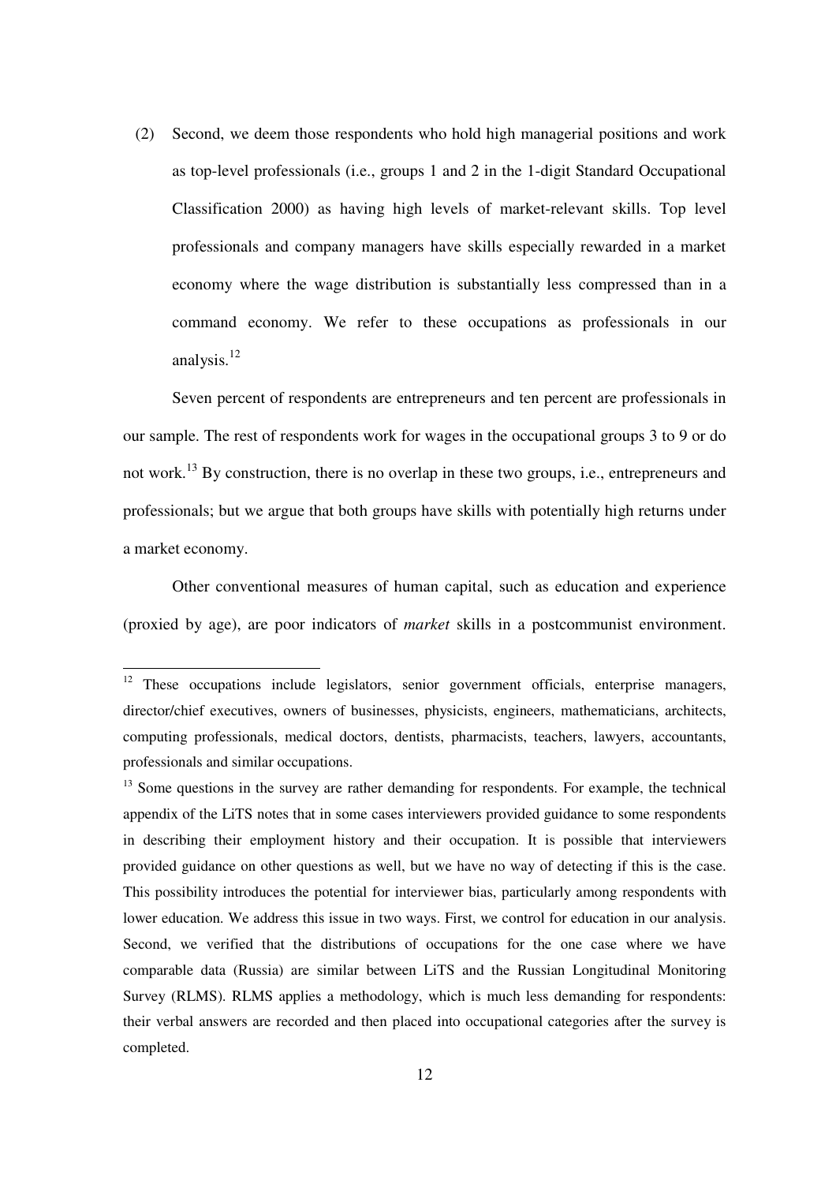(2) Second, we deem those respondents who hold high managerial positions and work as top-level professionals (i.e., groups 1 and 2 in the 1-digit Standard Occupational Classification 2000) as having high levels of market-relevant skills. Top level professionals and company managers have skills especially rewarded in a market economy where the wage distribution is substantially less compressed than in a command economy. We refer to these occupations as professionals in our analysis.[12]

Seven percent of respondents are entrepreneurs and ten percent are professionals in our sample. The rest of respondents work for wages in the occupational groups 3 to 9 or do not work.[13] By construction, there is no overlap in these two groups, i.e., entrepreneurs and professionals; but we argue that both groups have skills with potentially high returns under a market economy.

Other conventional measures of human capital, such as education and experience (proxied by age), are poor indicators of *market* skills in a postcommunist environment.

---

[12] These occupations include legislators, senior government officials, enterprise managers, director/chief executives, owners of businesses, physicists, engineers, mathematicians, architects, computing professionals, medical doctors, dentists, pharmacists, teachers, lawyers, accountants, professionals and similar occupations.

[13] Some questions in the survey are rather demanding for respondents. For example, the technical appendix of the LiTS notes that in some cases interviewers provided guidance to some respondents in describing their employment history and their occupation. It is possible that interviewers provided guidance on other questions as well, but we have no way of detecting if this is the case. This possibility introduces the potential for interviewer bias, particularly among respondents with lower education. We address this issue in two ways. First, we control for education in our analysis. Second, we verified that the distributions of occupations for the one case where we have comparable data (Russia) are similar between LiTS and the Russian Longitudinal Monitoring Survey (RLMS). RLMS applies a methodology, which is much less demanding for respondents: their verbal answers are recorded and then placed into occupational categories after the survey is completed.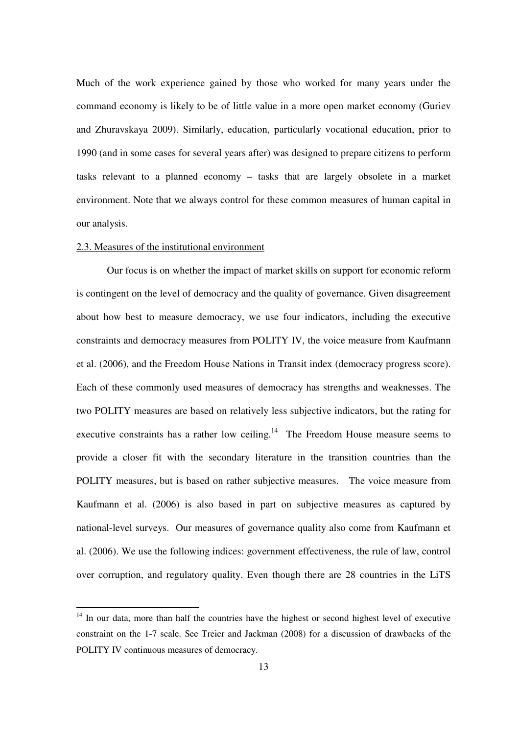Much of the work experience gained by those who worked for many years under the command economy is likely to be of little value in a more open market economy (Guriev and Zhuravskaya 2009). Similarly, education, particularly vocational education, prior to 1990 (and in some cases for several years after) was designed to prepare citizens to perform tasks relevant to a planned economy – tasks that are largely obsolete in a market environment. Note that we always control for these common measures of human capital in our analysis.

### 2.3. Measures of the institutional environment

Our focus is on whether the impact of market skills on support for economic reform is contingent on the level of democracy and the quality of governance. Given disagreement about how best to measure democracy, we use four indicators, including the executive constraints and democracy measures from POLITY IV, the voice measure from Kaufmann et al. (2006), and the Freedom House Nations in Transit index (democracy progress score). Each of these commonly used measures of democracy has strengths and weaknesses. The two POLITY measures are based on relatively less subjective indicators, but the rating for executive constraints has a rather low ceiling.[14] The Freedom House measure seems to provide a closer fit with the secondary literature in the transition countries than the POLITY measures, but is based on rather subjective measures. The voice measure from Kaufmann et al. (2006) is also based in part on subjective measures as captured by national-level surveys. Our measures of governance quality also come from Kaufmann et al. (2006). We use the following indices: government effectiveness, the rule of law, control over corruption, and regulatory quality. Even though there are 28 countries in the LiTS

[14] In our data, more than half the countries have the highest or second highest level of executive constraint on the 1-7 scale. See Treier and Jackman (2008) for a discussion of drawbacks of the POLITY IV continuous measures of democracy.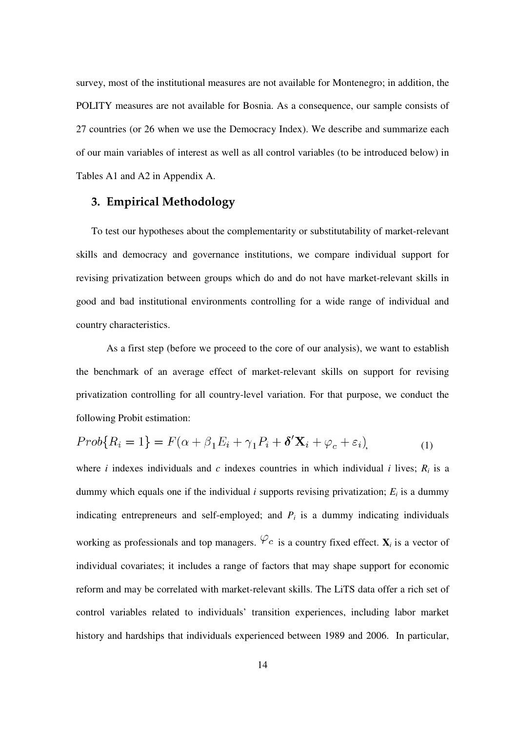survey, most of the institutional measures are not available for Montenegro; in addition, the POLITY measures are not available for Bosnia. As a consequence, our sample consists of 27 countries (or 26 when we use the Democracy Index). We describe and summarize each of our main variables of interest as well as all control variables (to be introduced below) in Tables A1 and A2 in Appendix A.

## 3. Empirical Methodology

To test our hypotheses about the complementarity or substitutability of market-relevant skills and democracy and governance institutions, we compare individual support for revising privatization between groups which do and do not have market-relevant skills in good and bad institutional environments controlling for a wide range of individual and country characteristics.

As a first step (before we proceed to the core of our analysis), we want to establish the benchmark of an average effect of market-relevant skills on support for revising privatization controlling for all country-level variation. For that purpose, we conduct the following Probit estimation:

$$Prob\{R_i = 1\} = F(\alpha + \beta_1 E_i + \gamma_1 P_i + \boldsymbol{\delta}'\mathbf{X}_i + \varphi_c + \varepsilon_i), \tag{1}$$

where $i$ indexes individuals and $c$ indexes countries in which individual $i$ lives; $R_i$ is a dummy which equals one if the individual $i$ supports revising privatization; $E_i$ is a dummy indicating entrepreneurs and self-employed; and $P_i$ is a dummy indicating individuals working as professionals and top managers. $\varphi_c$ is a country fixed effect. $\mathbf{X}_i$ is a vector of individual covariates; it includes a range of factors that may shape support for economic reform and may be correlated with market-relevant skills. The LiTS data offer a rich set of control variables related to individuals' transition experiences, including labor market history and hardships that individuals experienced between 1989 and 2006. In particular,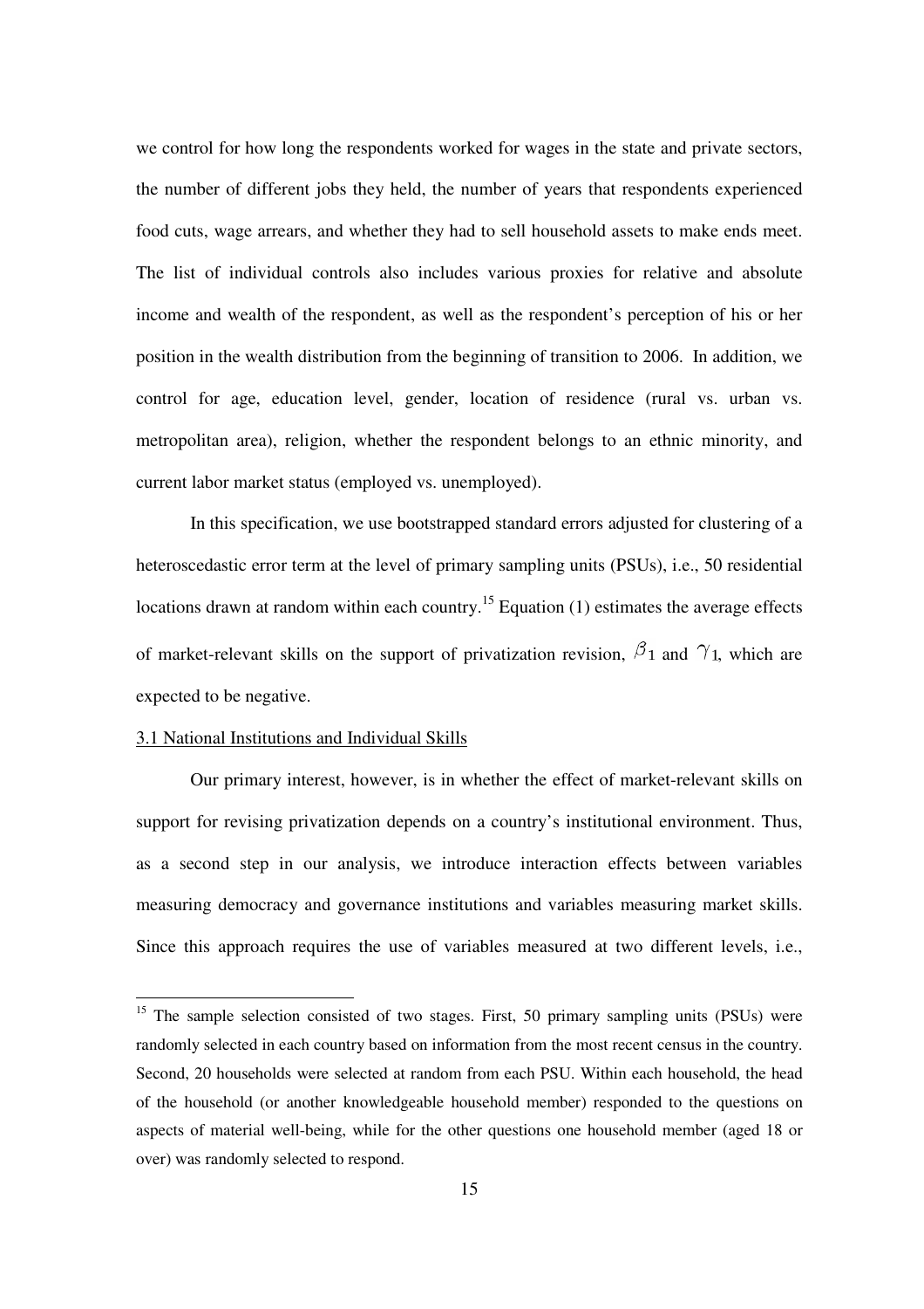we control for how long the respondents worked for wages in the state and private sectors, the number of different jobs they held, the number of years that respondents experienced food cuts, wage arrears, and whether they had to sell household assets to make ends meet. The list of individual controls also includes various proxies for relative and absolute income and wealth of the respondent, as well as the respondent's perception of his or her position in the wealth distribution from the beginning of transition to 2006. In addition, we control for age, education level, gender, location of residence (rural vs. urban vs. metropolitan area), religion, whether the respondent belongs to an ethnic minority, and current labor market status (employed vs. unemployed).

In this specification, we use bootstrapped standard errors adjusted for clustering of a heteroscedastic error term at the level of primary sampling units (PSUs), i.e., 50 residential locations drawn at random within each country.[15] Equation (1) estimates the average effects of market-relevant skills on the support of privatization revision, $\beta_1$ and $\gamma_1$, which are expected to be negative.

3.1 National Institutions and Individual Skills

Our primary interest, however, is in whether the effect of market-relevant skills on support for revising privatization depends on a country's institutional environment. Thus, as a second step in our analysis, we introduce interaction effects between variables measuring democracy and governance institutions and variables measuring market skills. Since this approach requires the use of variables measured at two different levels, i.e.,

[15] The sample selection consisted of two stages. First, 50 primary sampling units (PSUs) were randomly selected in each country based on information from the most recent census in the country. Second, 20 households were selected at random from each PSU. Within each household, the head of the household (or another knowledgeable household member) responded to the questions on aspects of material well-being, while for the other questions one household member (aged 18 or over) was randomly selected to respond.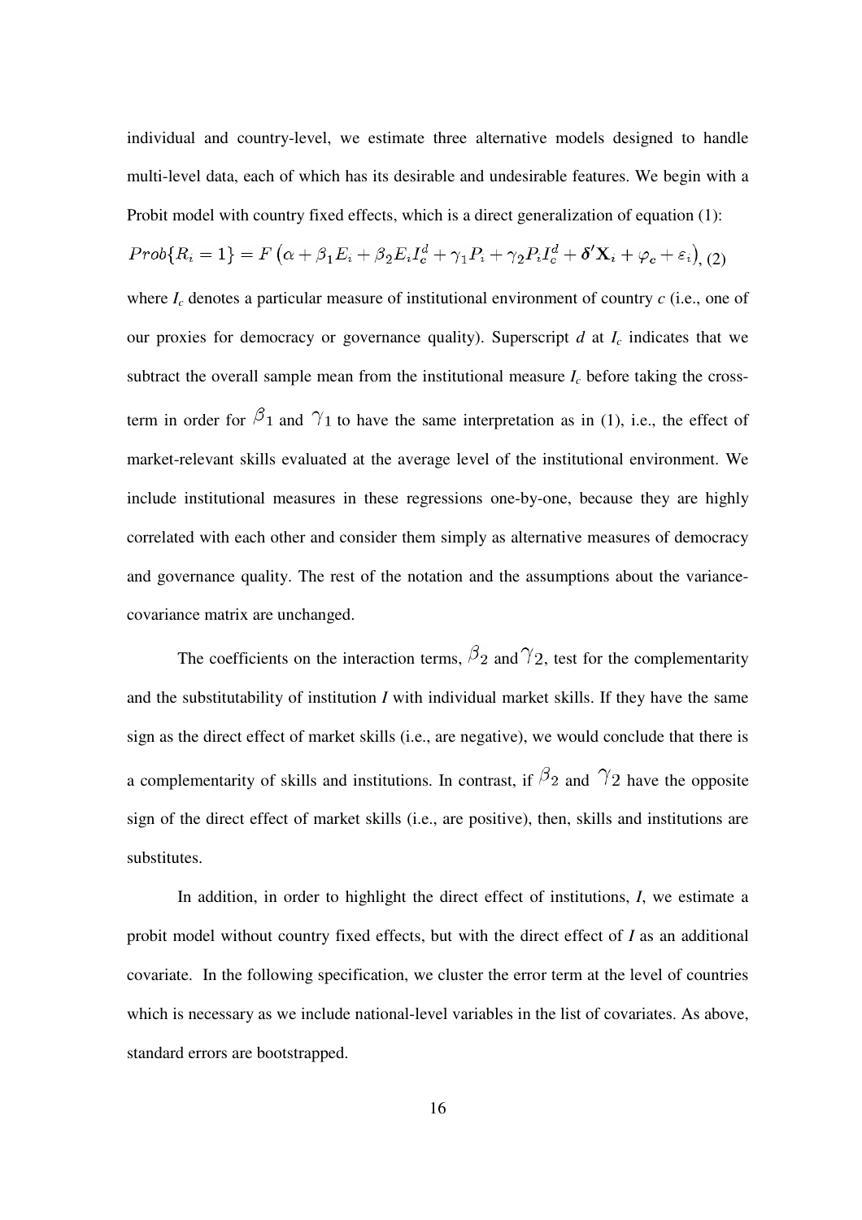individual and country-level, we estimate three alternative models designed to handle multi-level data, each of which has its desirable and undesirable features. We begin with a Probit model with country fixed effects, which is a direct generalization of equation (1):

$$Prob\{R_i = 1\} = F\left(\alpha + \beta_1 E_i + \beta_2 E_i I_c^d + \gamma_1 P_i + \gamma_2 P_i I_c^d + \boldsymbol{\delta}'\mathbf{X}_i + \varphi_c + \varepsilon_i\right), \quad (2)$$

where $I_c$ denotes a particular measure of institutional environment of country $c$ (i.e., one of our proxies for democracy or governance quality). Superscript $d$ at $I_c$ indicates that we subtract the overall sample mean from the institutional measure $I_c$ before taking the cross-term in order for $\beta_1$ and $\gamma_1$ to have the same interpretation as in (1), i.e., the effect of market-relevant skills evaluated at the average level of the institutional environment. We include institutional measures in these regressions one-by-one, because they are highly correlated with each other and consider them simply as alternative measures of democracy and governance quality. The rest of the notation and the assumptions about the variance-covariance matrix are unchanged.

The coefficients on the interaction terms, $\beta_2$ and $\gamma_2$, test for the complementarity and the substitutability of institution $I$ with individual market skills. If they have the same sign as the direct effect of market skills (i.e., are negative), we would conclude that there is a complementarity of skills and institutions. In contrast, if $\beta_2$ and $\gamma_2$ have the opposite sign of the direct effect of market skills (i.e., are positive), then, skills and institutions are substitutes.

In addition, in order to highlight the direct effect of institutions, $I$, we estimate a probit model without country fixed effects, but with the direct effect of $I$ as an additional covariate. In the following specification, we cluster the error term at the level of countries which is necessary as we include national-level variables in the list of covariates. As above, standard errors are bootstrapped.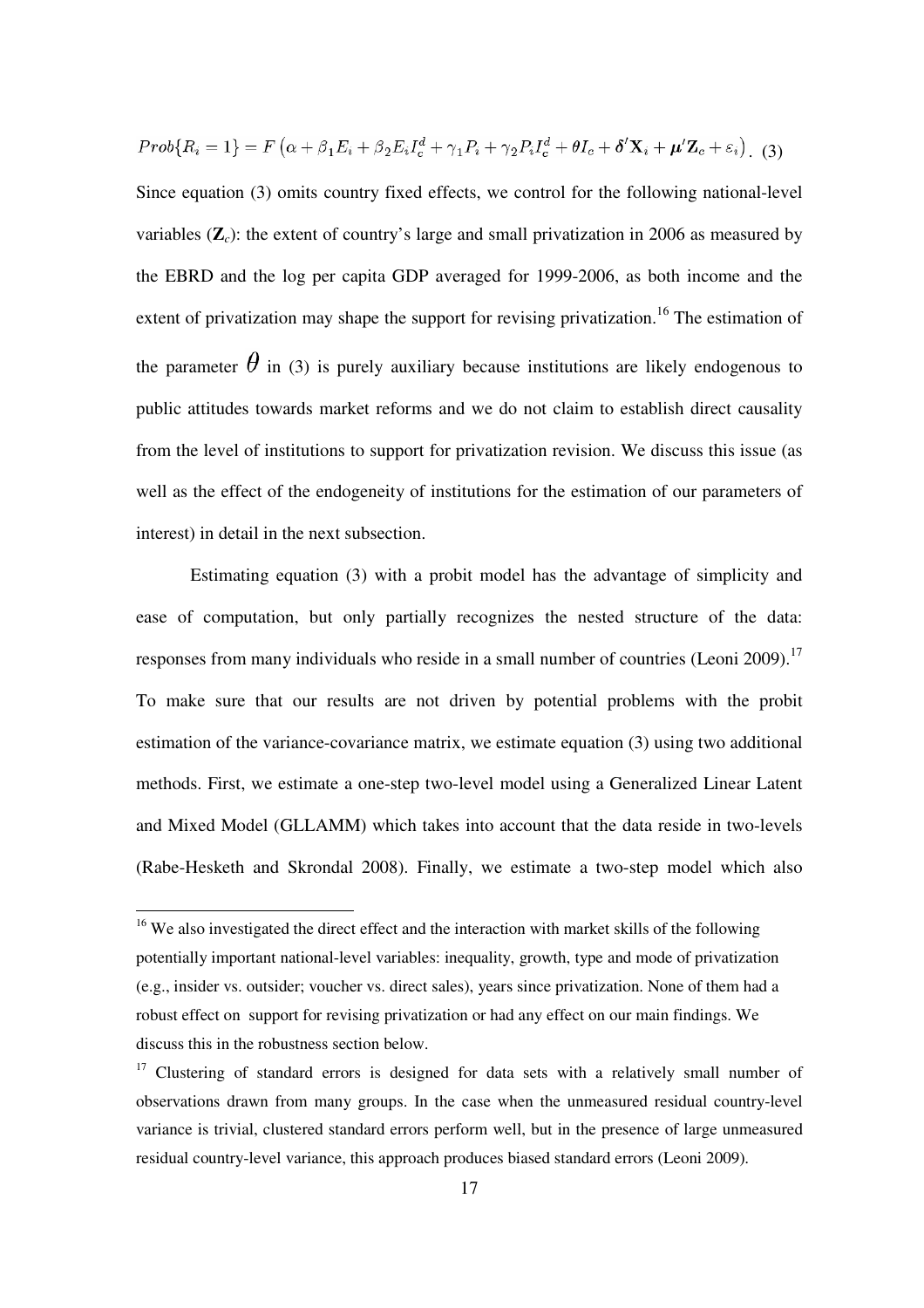$$Prob\{R_i = 1\} = F\left(\alpha + \beta_1 E_i + \beta_2 E_i I_c^d + \gamma_1 P_i + \gamma_2 P_i I_c^d + \theta I_c + \boldsymbol{\delta}'\mathbf{X}_i + \boldsymbol{\mu}'\mathbf{Z}_c + \varepsilon_i\right). \quad (3)$$

Since equation (3) omits country fixed effects, we control for the following national-level variables ($\mathbf{Z}_c$): the extent of country's large and small privatization in 2006 as measured by the EBRD and the log per capita GDP averaged for 1999-2006, as both income and the extent of privatization may shape the support for revising privatization.[16] The estimation of the parameter $\theta$ in (3) is purely auxiliary because institutions are likely endogenous to public attitudes towards market reforms and we do not claim to establish direct causality from the level of institutions to support for privatization revision. We discuss this issue (as well as the effect of the endogeneity of institutions for the estimation of our parameters of interest) in detail in the next subsection.

Estimating equation (3) with a probit model has the advantage of simplicity and ease of computation, but only partially recognizes the nested structure of the data: responses from many individuals who reside in a small number of countries (Leoni 2009).[17] To make sure that our results are not driven by potential problems with the probit estimation of the variance-covariance matrix, we estimate equation (3) using two additional methods. First, we estimate a one-step two-level model using a Generalized Linear Latent and Mixed Model (GLLAMM) which takes into account that the data reside in two-levels (Rabe-Hesketh and Skrondal 2008). Finally, we estimate a two-step model which also

[16] We also investigated the direct effect and the interaction with market skills of the following potentially important national-level variables: inequality, growth, type and mode of privatization (e.g., insider vs. outsider; voucher vs. direct sales), years since privatization. None of them had a robust effect on support for revising privatization or had any effect on our main findings. We discuss this in the robustness section below.

[17] Clustering of standard errors is designed for data sets with a relatively small number of observations drawn from many groups. In the case when the unmeasured residual country-level variance is trivial, clustered standard errors perform well, but in the presence of large unmeasured residual country-level variance, this approach produces biased standard errors (Leoni 2009).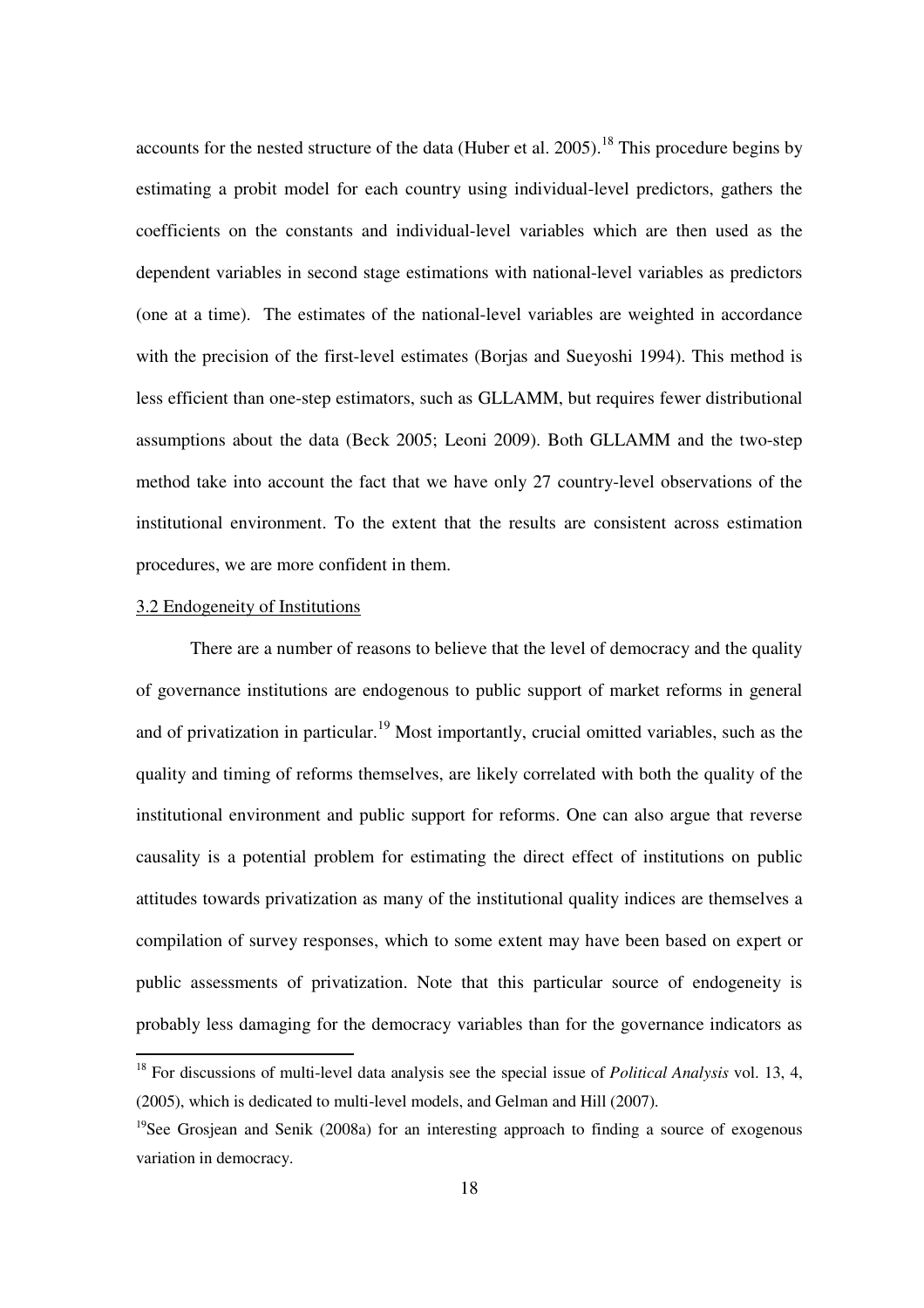accounts for the nested structure of the data (Huber et al. 2005).[18] This procedure begins by estimating a probit model for each country using individual-level predictors, gathers the coefficients on the constants and individual-level variables which are then used as the dependent variables in second stage estimations with national-level variables as predictors (one at a time). The estimates of the national-level variables are weighted in accordance with the precision of the first-level estimates (Borjas and Sueyoshi 1994). This method is less efficient than one-step estimators, such as GLLAMM, but requires fewer distributional assumptions about the data (Beck 2005; Leoni 2009). Both GLLAMM and the two-step method take into account the fact that we have only 27 country-level observations of the institutional environment. To the extent that the results are consistent across estimation procedures, we are more confident in them.

### 3.2 Endogeneity of Institutions

There are a number of reasons to believe that the level of democracy and the quality of governance institutions are endogenous to public support of market reforms in general and of privatization in particular.[19] Most importantly, crucial omitted variables, such as the quality and timing of reforms themselves, are likely correlated with both the quality of the institutional environment and public support for reforms. One can also argue that reverse causality is a potential problem for estimating the direct effect of institutions on public attitudes towards privatization as many of the institutional quality indices are themselves a compilation of survey responses, which to some extent may have been based on expert or public assessments of privatization. Note that this particular source of endogeneity is probably less damaging for the democracy variables than for the governance indicators as

---

[18] For discussions of multi-level data analysis see the special issue of *Political Analysis* vol. 13, 4, (2005), which is dedicated to multi-level models, and Gelman and Hill (2007).

[19] See Grosjean and Senik (2008a) for an interesting approach to finding a source of exogenous variation in democracy.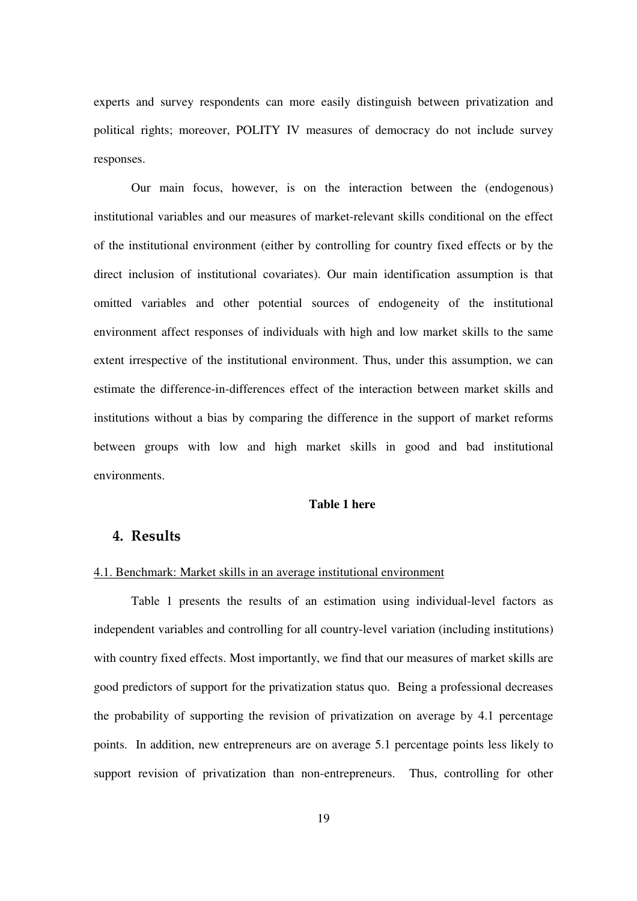experts and survey respondents can more easily distinguish between privatization and political rights; moreover, POLITY IV measures of democracy do not include survey responses.

Our main focus, however, is on the interaction between the (endogenous) institutional variables and our measures of market-relevant skills conditional on the effect of the institutional environment (either by controlling for country fixed effects or by the direct inclusion of institutional covariates). Our main identification assumption is that omitted variables and other potential sources of endogeneity of the institutional environment affect responses of individuals with high and low market skills to the same extent irrespective of the institutional environment. Thus, under this assumption, we can estimate the difference-in-differences effect of the interaction between market skills and institutions without a bias by comparing the difference in the support of market reforms between groups with low and high market skills in good and bad institutional environments.

**Table 1 here**

## 4. Results

4.1. Benchmark: Market skills in an average institutional environment

Table 1 presents the results of an estimation using individual-level factors as independent variables and controlling for all country-level variation (including institutions) with country fixed effects. Most importantly, we find that our measures of market skills are good predictors of support for the privatization status quo. Being a professional decreases the probability of supporting the revision of privatization on average by 4.1 percentage points. In addition, new entrepreneurs are on average 5.1 percentage points less likely to support revision of privatization than non-entrepreneurs. Thus, controlling for other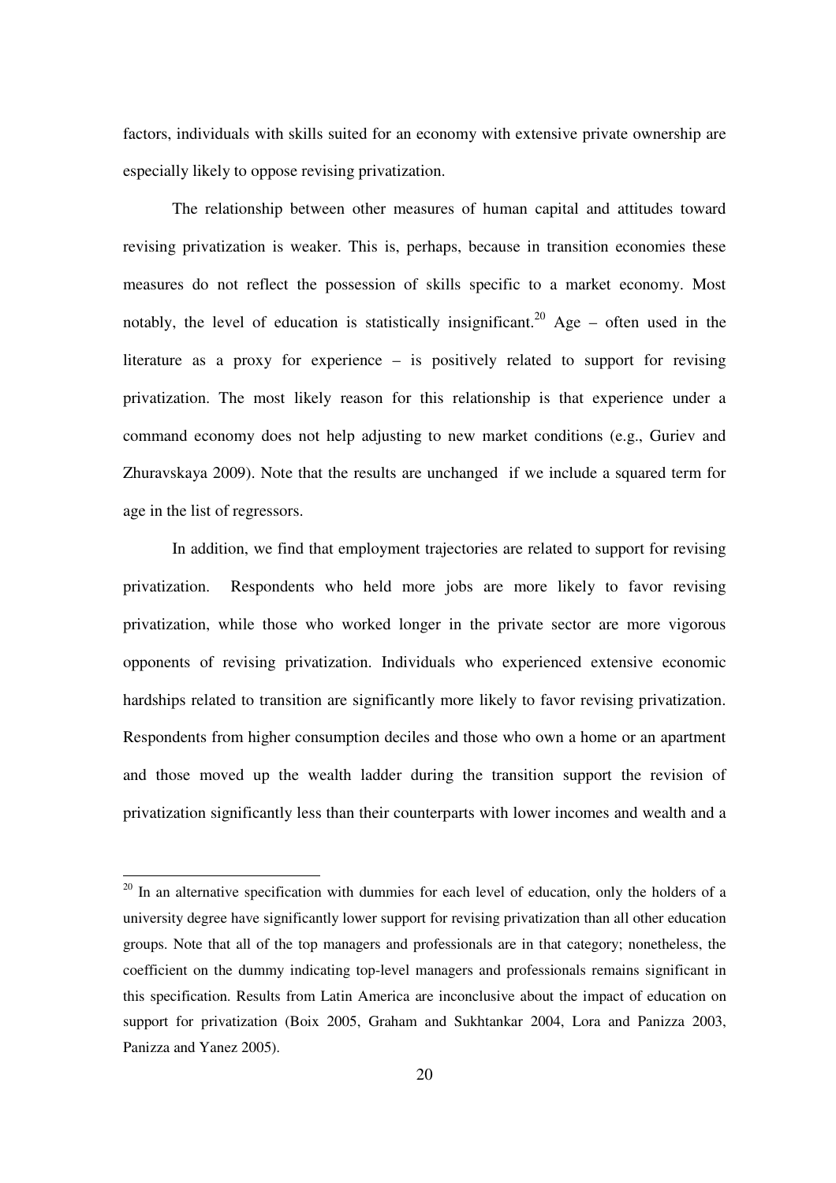factors, individuals with skills suited for an economy with extensive private ownership are especially likely to oppose revising privatization.

The relationship between other measures of human capital and attitudes toward revising privatization is weaker. This is, perhaps, because in transition economies these measures do not reflect the possession of skills specific to a market economy. Most notably, the level of education is statistically insignificant.[20] Age – often used in the literature as a proxy for experience – is positively related to support for revising privatization. The most likely reason for this relationship is that experience under a command economy does not help adjusting to new market conditions (e.g., Guriev and Zhuravskaya 2009). Note that the results are unchanged if we include a squared term for age in the list of regressors.

In addition, we find that employment trajectories are related to support for revising privatization. Respondents who held more jobs are more likely to favor revising privatization, while those who worked longer in the private sector are more vigorous opponents of revising privatization. Individuals who experienced extensive economic hardships related to transition are significantly more likely to favor revising privatization. Respondents from higher consumption deciles and those who own a home or an apartment and those moved up the wealth ladder during the transition support the revision of privatization significantly less than their counterparts with lower incomes and wealth and a

---

[20] In an alternative specification with dummies for each level of education, only the holders of a university degree have significantly lower support for revising privatization than all other education groups. Note that all of the top managers and professionals are in that category; nonetheless, the coefficient on the dummy indicating top-level managers and professionals remains significant in this specification. Results from Latin America are inconclusive about the impact of education on support for privatization (Boix 2005, Graham and Sukhtankar 2004, Lora and Panizza 2003, Panizza and Yanez 2005).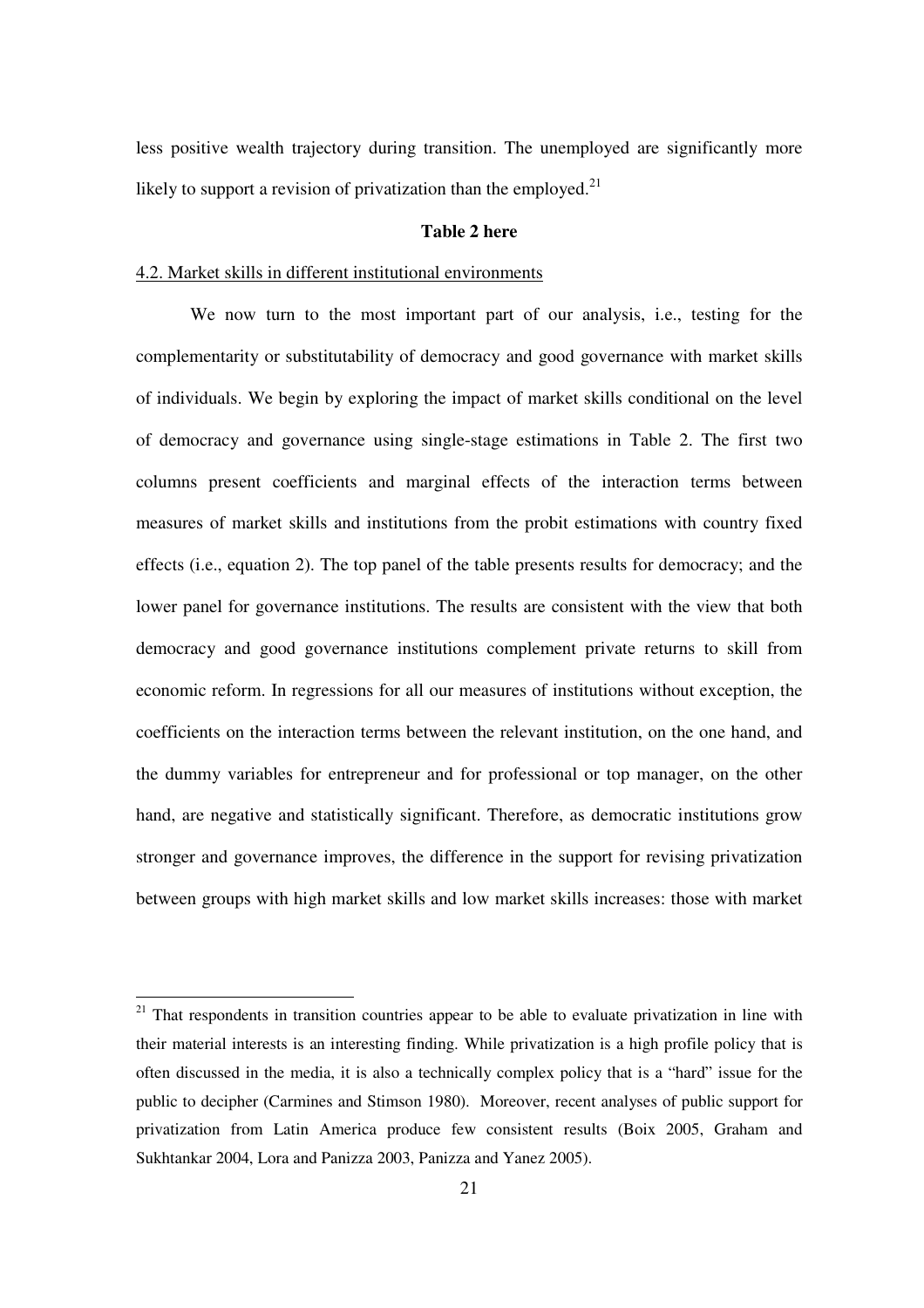less positive wealth trajectory during transition. The unemployed are significantly more likely to support a revision of privatization than the employed.[21]

**Table 2 here**

4.2. Market skills in different institutional environments

We now turn to the most important part of our analysis, i.e., testing for the complementarity or substitutability of democracy and good governance with market skills of individuals. We begin by exploring the impact of market skills conditional on the level of democracy and governance using single-stage estimations in Table 2. The first two columns present coefficients and marginal effects of the interaction terms between measures of market skills and institutions from the probit estimations with country fixed effects (i.e., equation 2). The top panel of the table presents results for democracy; and the lower panel for governance institutions. The results are consistent with the view that both democracy and good governance institutions complement private returns to skill from economic reform. In regressions for all our measures of institutions without exception, the coefficients on the interaction terms between the relevant institution, on the one hand, and the dummy variables for entrepreneur and for professional or top manager, on the other hand, are negative and statistically significant. Therefore, as democratic institutions grow stronger and governance improves, the difference in the support for revising privatization between groups with high market skills and low market skills increases: those with market

[21] That respondents in transition countries appear to be able to evaluate privatization in line with their material interests is an interesting finding. While privatization is a high profile policy that is often discussed in the media, it is also a technically complex policy that is a "hard" issue for the public to decipher (Carmines and Stimson 1980). Moreover, recent analyses of public support for privatization from Latin America produce few consistent results (Boix 2005, Graham and Sukhtankar 2004, Lora and Panizza 2003, Panizza and Yanez 2005).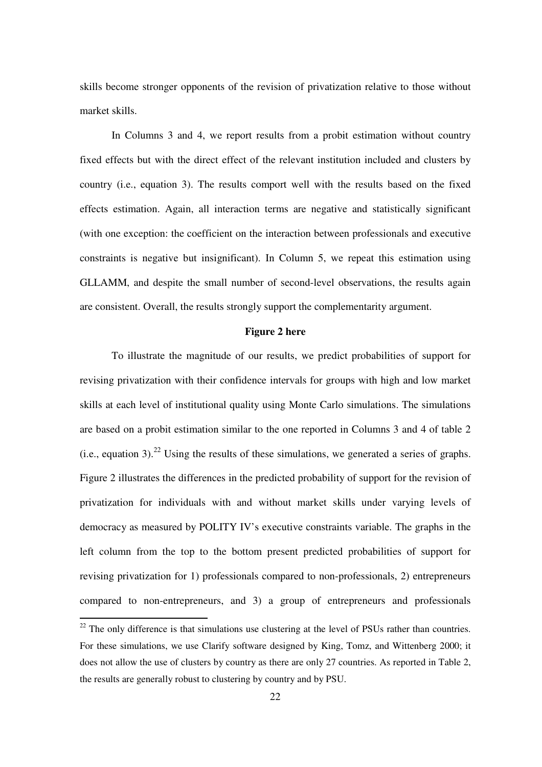skills become stronger opponents of the revision of privatization relative to those without market skills.

In Columns 3 and 4, we report results from a probit estimation without country fixed effects but with the direct effect of the relevant institution included and clusters by country (i.e., equation 3). The results comport well with the results based on the fixed effects estimation. Again, all interaction terms are negative and statistically significant (with one exception: the coefficient on the interaction between professionals and executive constraints is negative but insignificant). In Column 5, we repeat this estimation using GLLAMM, and despite the small number of second-level observations, the results again are consistent. Overall, the results strongly support the complementarity argument.

**Figure 2 here**

To illustrate the magnitude of our results, we predict probabilities of support for revising privatization with their confidence intervals for groups with high and low market skills at each level of institutional quality using Monte Carlo simulations. The simulations are based on a probit estimation similar to the one reported in Columns 3 and 4 of table 2 (i.e., equation 3).[22] Using the results of these simulations, we generated a series of graphs. Figure 2 illustrates the differences in the predicted probability of support for the revision of privatization for individuals with and without market skills under varying levels of democracy as measured by POLITY IV's executive constraints variable. The graphs in the left column from the top to the bottom present predicted probabilities of support for revising privatization for 1) professionals compared to non-professionals, 2) entrepreneurs compared to non-entrepreneurs, and 3) a group of entrepreneurs and professionals

[22] The only difference is that simulations use clustering at the level of PSUs rather than countries. For these simulations, we use Clarify software designed by King, Tomz, and Wittenberg 2000; it does not allow the use of clusters by country as there are only 27 countries. As reported in Table 2, the results are generally robust to clustering by country and by PSU.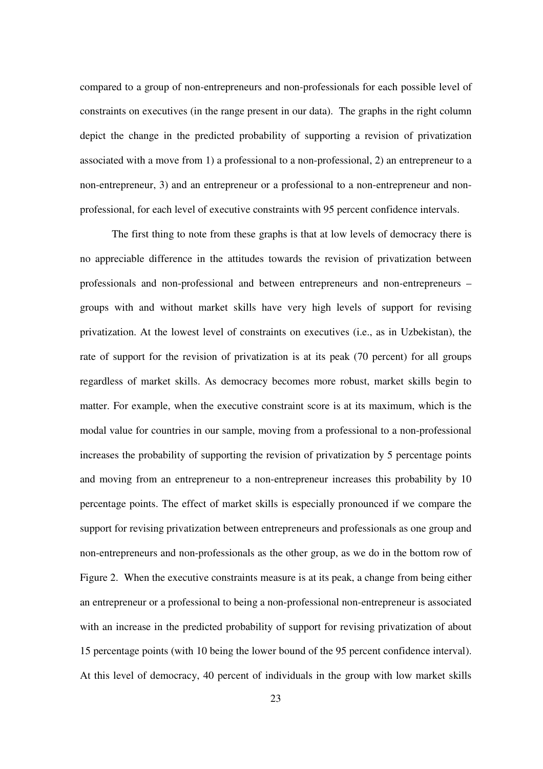compared to a group of non-entrepreneurs and non-professionals for each possible level of constraints on executives (in the range present in our data). The graphs in the right column depict the change in the predicted probability of supporting a revision of privatization associated with a move from 1) a professional to a non-professional, 2) an entrepreneur to a non-entrepreneur, 3) and an entrepreneur or a professional to a non-entrepreneur and non-professional, for each level of executive constraints with 95 percent confidence intervals.

The first thing to note from these graphs is that at low levels of democracy there is no appreciable difference in the attitudes towards the revision of privatization between professionals and non-professional and between entrepreneurs and non-entrepreneurs – groups with and without market skills have very high levels of support for revising privatization. At the lowest level of constraints on executives (i.e., as in Uzbekistan), the rate of support for the revision of privatization is at its peak (70 percent) for all groups regardless of market skills. As democracy becomes more robust, market skills begin to matter. For example, when the executive constraint score is at its maximum, which is the modal value for countries in our sample, moving from a professional to a non-professional increases the probability of supporting the revision of privatization by 5 percentage points and moving from an entrepreneur to a non-entrepreneur increases this probability by 10 percentage points. The effect of market skills is especially pronounced if we compare the support for revising privatization between entrepreneurs and professionals as one group and non-entrepreneurs and non-professionals as the other group, as we do in the bottom row of Figure 2. When the executive constraints measure is at its peak, a change from being either an entrepreneur or a professional to being a non-professional non-entrepreneur is associated with an increase in the predicted probability of support for revising privatization of about 15 percentage points (with 10 being the lower bound of the 95 percent confidence interval). At this level of democracy, 40 percent of individuals in the group with low market skills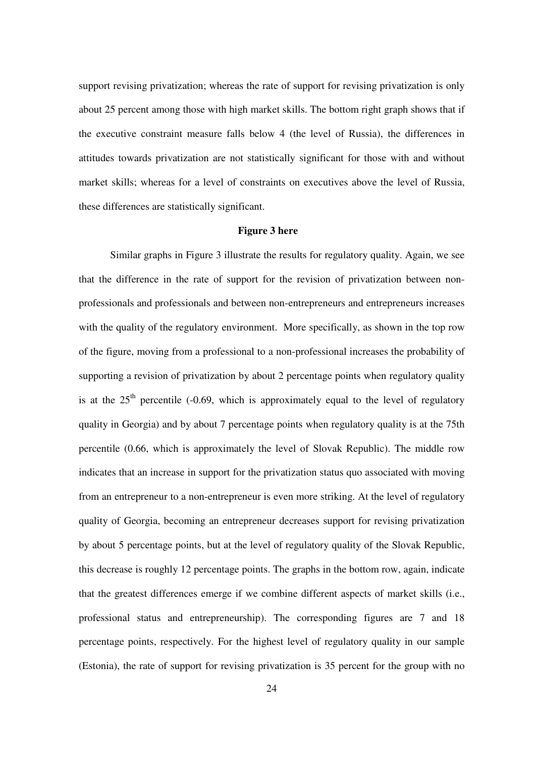support revising privatization; whereas the rate of support for revising privatization is only about 25 percent among those with high market skills. The bottom right graph shows that if the executive constraint measure falls below 4 (the level of Russia), the differences in attitudes towards privatization are not statistically significant for those with and without market skills; whereas for a level of constraints on executives above the level of Russia, these differences are statistically significant.

**Figure 3 here**

Similar graphs in Figure 3 illustrate the results for regulatory quality. Again, we see that the difference in the rate of support for the revision of privatization between non-professionals and professionals and between non-entrepreneurs and entrepreneurs increases with the quality of the regulatory environment. More specifically, as shown in the top row of the figure, moving from a professional to a non-professional increases the probability of supporting a revision of privatization by about 2 percentage points when regulatory quality is at the $25^{th}$ percentile (-0.69, which is approximately equal to the level of regulatory quality in Georgia) and by about 7 percentage points when regulatory quality is at the 75th percentile (0.66, which is approximately the level of Slovak Republic). The middle row indicates that an increase in support for the privatization status quo associated with moving from an entrepreneur to a non-entrepreneur is even more striking. At the level of regulatory quality of Georgia, becoming an entrepreneur decreases support for revising privatization by about 5 percentage points, but at the level of regulatory quality of the Slovak Republic, this decrease is roughly 12 percentage points. The graphs in the bottom row, again, indicate that the greatest differences emerge if we combine different aspects of market skills (i.e., professional status and entrepreneurship). The corresponding figures are 7 and 18 percentage points, respectively. For the highest level of regulatory quality in our sample (Estonia), the rate of support for revising privatization is 35 percent for the group with no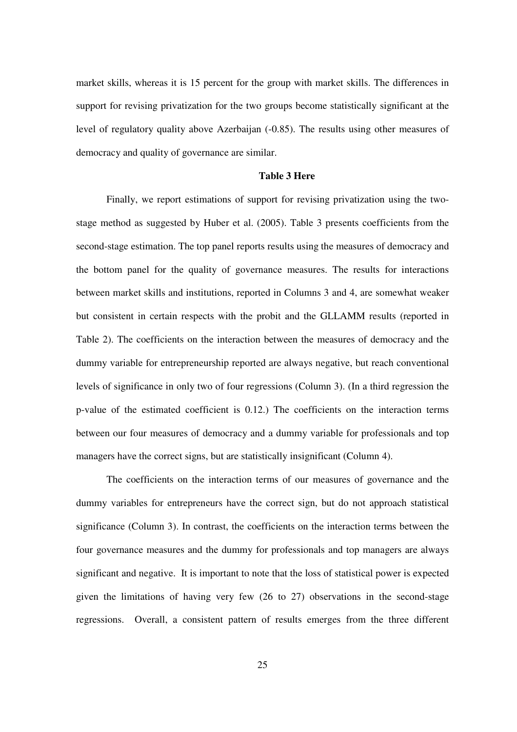market skills, whereas it is 15 percent for the group with market skills. The differences in support for revising privatization for the two groups become statistically significant at the level of regulatory quality above Azerbaijan (-0.85). The results using other measures of democracy and quality of governance are similar.

**Table 3 Here**

Finally, we report estimations of support for revising privatization using the two-stage method as suggested by Huber et al. (2005). Table 3 presents coefficients from the second-stage estimation. The top panel reports results using the measures of democracy and the bottom panel for the quality of governance measures. The results for interactions between market skills and institutions, reported in Columns 3 and 4, are somewhat weaker but consistent in certain respects with the probit and the GLLAMM results (reported in Table 2). The coefficients on the interaction between the measures of democracy and the dummy variable for entrepreneurship reported are always negative, but reach conventional levels of significance in only two of four regressions (Column 3). (In a third regression the p-value of the estimated coefficient is 0.12.) The coefficients on the interaction terms between our four measures of democracy and a dummy variable for professionals and top managers have the correct signs, but are statistically insignificant (Column 4).

The coefficients on the interaction terms of our measures of governance and the dummy variables for entrepreneurs have the correct sign, but do not approach statistical significance (Column 3). In contrast, the coefficients on the interaction terms between the four governance measures and the dummy for professionals and top managers are always significant and negative. It is important to note that the loss of statistical power is expected given the limitations of having very few (26 to 27) observations in the second-stage regressions. Overall, a consistent pattern of results emerges from the three different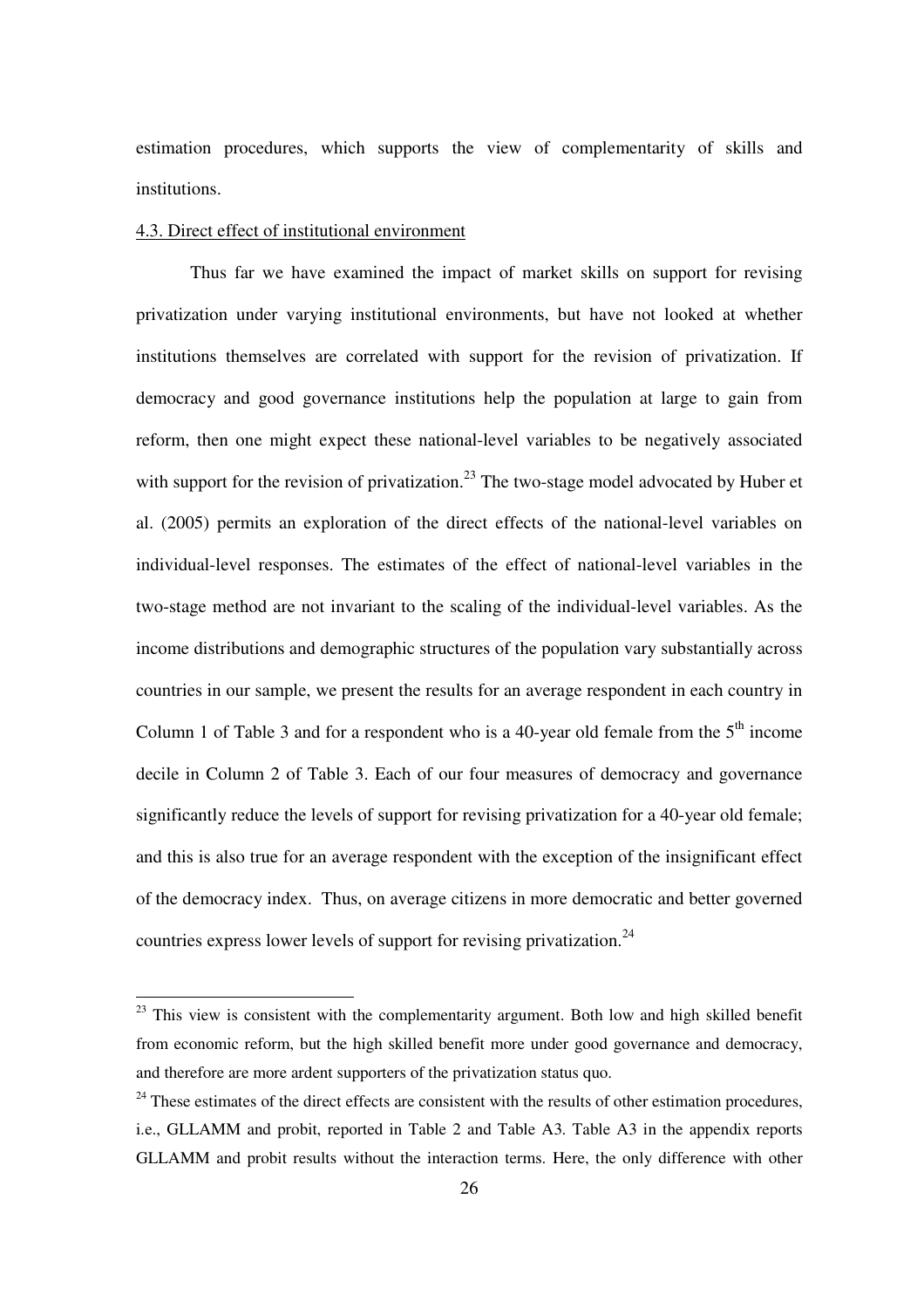estimation procedures, which supports the view of complementarity of skills and institutions.

4.3. Direct effect of institutional environment

Thus far we have examined the impact of market skills on support for revising privatization under varying institutional environments, but have not looked at whether institutions themselves are correlated with support for the revision of privatization. If democracy and good governance institutions help the population at large to gain from reform, then one might expect these national-level variables to be negatively associated with support for the revision of privatization.[23] The two-stage model advocated by Huber et al. (2005) permits an exploration of the direct effects of the national-level variables on individual-level responses. The estimates of the effect of national-level variables in the two-stage method are not invariant to the scaling of the individual-level variables. As the income distributions and demographic structures of the population vary substantially across countries in our sample, we present the results for an average respondent in each country in Column 1 of Table 3 and for a respondent who is a 40-year old female from the 5th income decile in Column 2 of Table 3. Each of our four measures of democracy and governance significantly reduce the levels of support for revising privatization for a 40-year old female; and this is also true for an average respondent with the exception of the insignificant effect of the democracy index. Thus, on average citizens in more democratic and better governed countries express lower levels of support for revising privatization.[24]

---

[23] This view is consistent with the complementarity argument. Both low and high skilled benefit from economic reform, but the high skilled benefit more under good governance and democracy, and therefore are more ardent supporters of the privatization status quo.

[24] These estimates of the direct effects are consistent with the results of other estimation procedures, i.e., GLLAMM and probit, reported in Table 2 and Table A3. Table A3 in the appendix reports GLLAMM and probit results without the interaction terms. Here, the only difference with other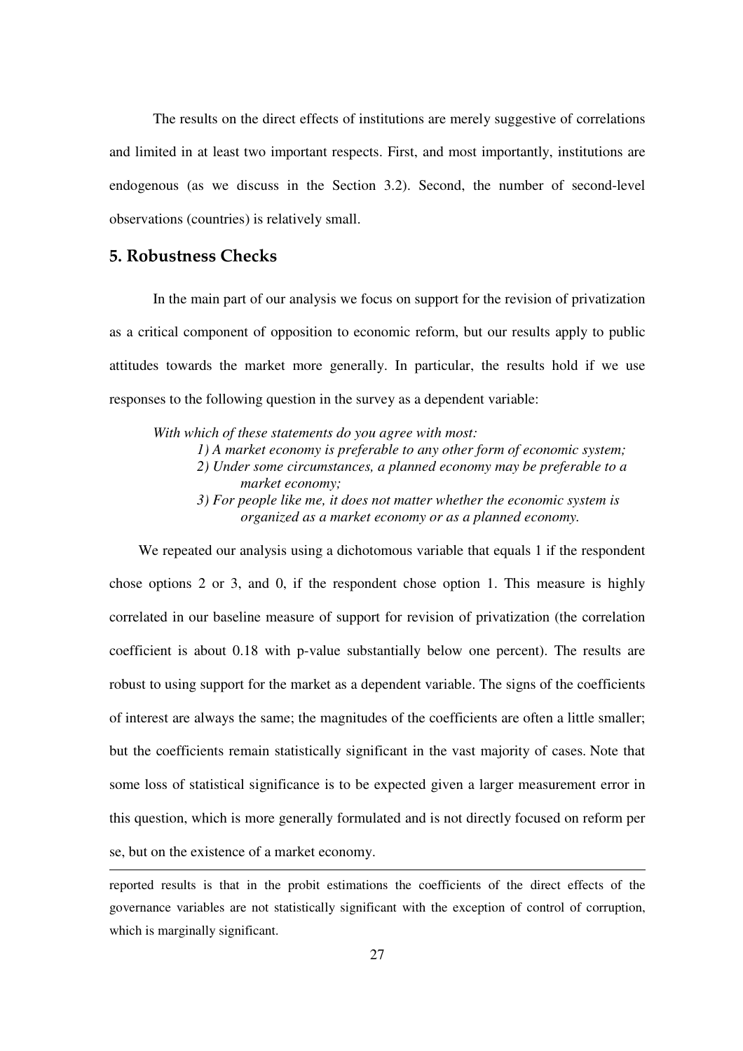The results on the direct effects of institutions are merely suggestive of correlations and limited in at least two important respects. First, and most importantly, institutions are endogenous (as we discuss in the Section 3.2). Second, the number of second-level observations (countries) is relatively small.

## 5. Robustness Checks

In the main part of our analysis we focus on support for the revision of privatization as a critical component of opposition to economic reform, but our results apply to public attitudes towards the market more generally. In particular, the results hold if we use responses to the following question in the survey as a dependent variable:

> *With which of these statements do you agree with most:*
>
> *1) A market economy is preferable to any other form of economic system;*
>
> *2) Under some circumstances, a planned economy may be preferable to a market economy;*
>
> *3) For people like me, it does not matter whether the economic system is organized as a market economy or as a planned economy.*

We repeated our analysis using a dichotomous variable that equals 1 if the respondent chose options 2 or 3, and 0, if the respondent chose option 1. This measure is highly correlated in our baseline measure of support for revision of privatization (the correlation coefficient is about 0.18 with p-value substantially below one percent). The results are robust to using support for the market as a dependent variable. The signs of the coefficients of interest are always the same; the magnitudes of the coefficients are often a little smaller; but the coefficients remain statistically significant in the vast majority of cases. Note that some loss of statistical significance is to be expected given a larger measurement error in this question, which is more generally formulated and is not directly focused on reform per se, but on the existence of a market economy.

---

reported results is that in the probit estimations the coefficients of the direct effects of the governance variables are not statistically significant with the exception of control of corruption, which is marginally significant.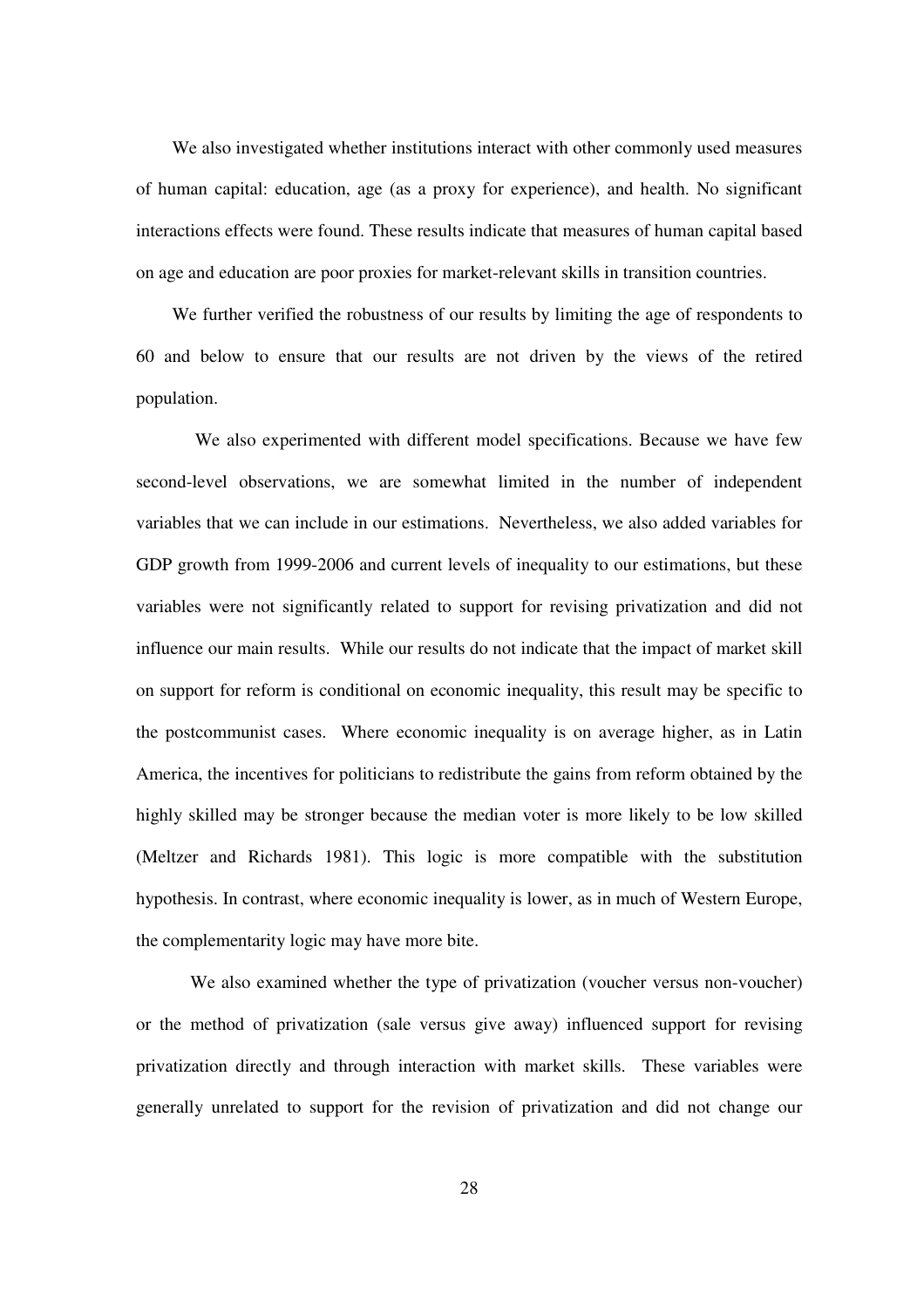We also investigated whether institutions interact with other commonly used measures of human capital: education, age (as a proxy for experience), and health. No significant interactions effects were found. These results indicate that measures of human capital based on age and education are poor proxies for market-relevant skills in transition countries.

We further verified the robustness of our results by limiting the age of respondents to 60 and below to ensure that our results are not driven by the views of the retired population.

We also experimented with different model specifications. Because we have few second-level observations, we are somewhat limited in the number of independent variables that we can include in our estimations. Nevertheless, we also added variables for GDP growth from 1999-2006 and current levels of inequality to our estimations, but these variables were not significantly related to support for revising privatization and did not influence our main results. While our results do not indicate that the impact of market skill on support for reform is conditional on economic inequality, this result may be specific to the postcommunist cases. Where economic inequality is on average higher, as in Latin America, the incentives for politicians to redistribute the gains from reform obtained by the highly skilled may be stronger because the median voter is more likely to be low skilled (Meltzer and Richards 1981). This logic is more compatible with the substitution hypothesis. In contrast, where economic inequality is lower, as in much of Western Europe, the complementarity logic may have more bite.

We also examined whether the type of privatization (voucher versus non-voucher) or the method of privatization (sale versus give away) influenced support for revising privatization directly and through interaction with market skills. These variables were generally unrelated to support for the revision of privatization and did not change our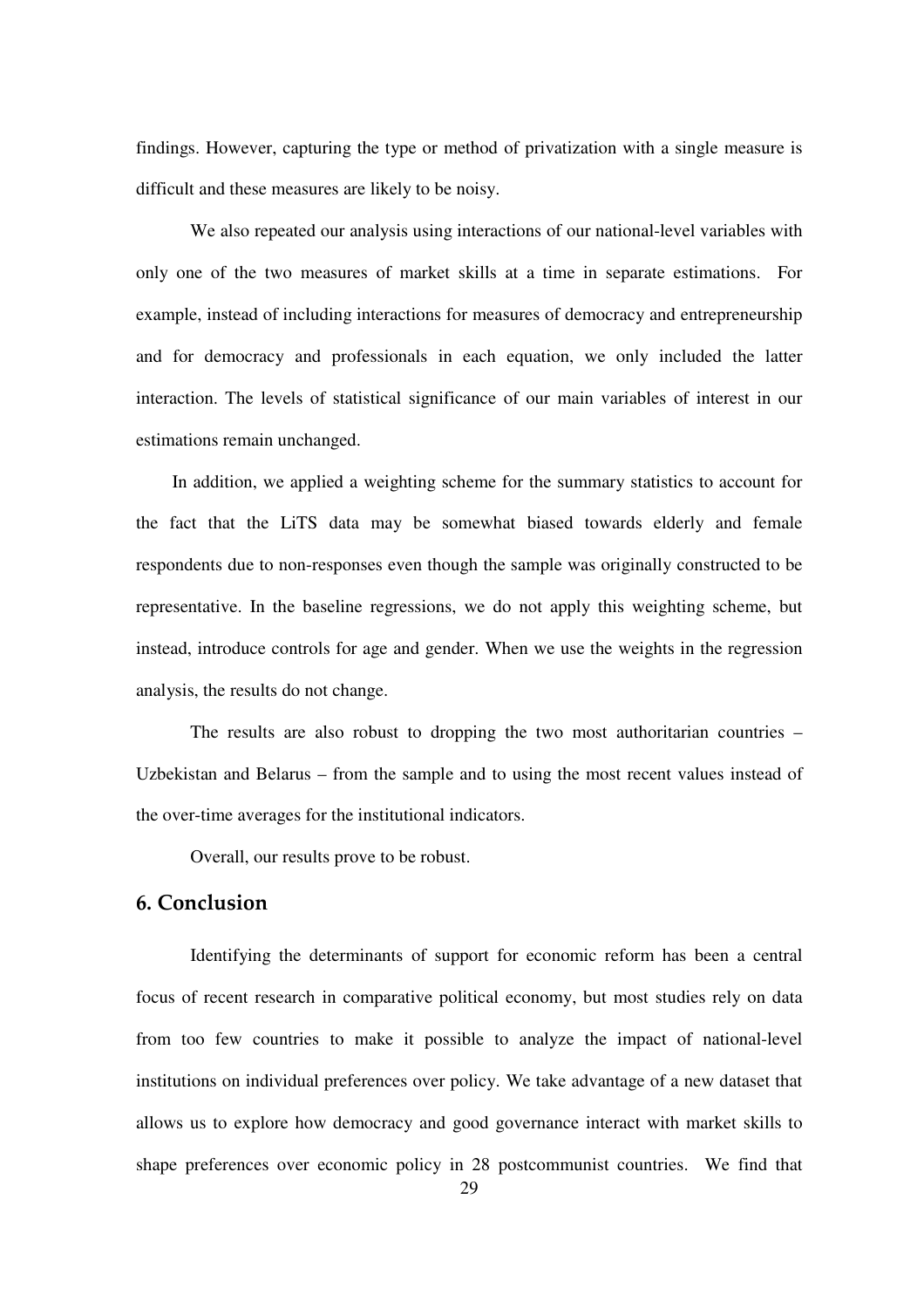findings. However, capturing the type or method of privatization with a single measure is difficult and these measures are likely to be noisy.

We also repeated our analysis using interactions of our national-level variables with only one of the two measures of market skills at a time in separate estimations. For example, instead of including interactions for measures of democracy and entrepreneurship and for democracy and professionals in each equation, we only included the latter interaction. The levels of statistical significance of our main variables of interest in our estimations remain unchanged.

In addition, we applied a weighting scheme for the summary statistics to account for the fact that the LiTS data may be somewhat biased towards elderly and female respondents due to non-responses even though the sample was originally constructed to be representative. In the baseline regressions, we do not apply this weighting scheme, but instead, introduce controls for age and gender. When we use the weights in the regression analysis, the results do not change.

The results are also robust to dropping the two most authoritarian countries – Uzbekistan and Belarus – from the sample and to using the most recent values instead of the over-time averages for the institutional indicators.

Overall, our results prove to be robust.

## 6. Conclusion

Identifying the determinants of support for economic reform has been a central focus of recent research in comparative political economy, but most studies rely on data from too few countries to make it possible to analyze the impact of national-level institutions on individual preferences over policy. We take advantage of a new dataset that allows us to explore how democracy and good governance interact with market skills to shape preferences over economic policy in 28 postcommunist countries. We find that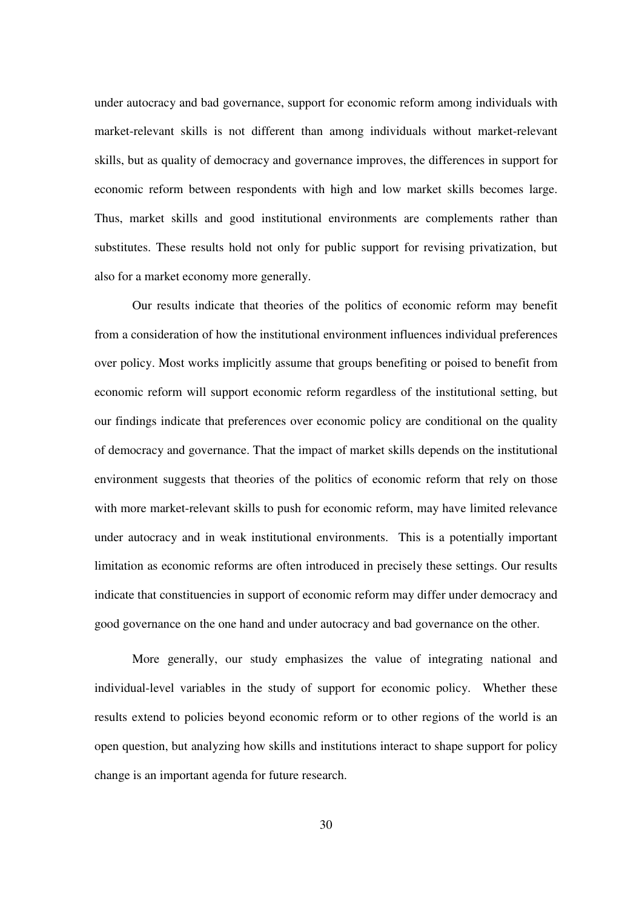under autocracy and bad governance, support for economic reform among individuals with market-relevant skills is not different than among individuals without market-relevant skills, but as quality of democracy and governance improves, the differences in support for economic reform between respondents with high and low market skills becomes large. Thus, market skills and good institutional environments are complements rather than substitutes. These results hold not only for public support for revising privatization, but also for a market economy more generally.

Our results indicate that theories of the politics of economic reform may benefit from a consideration of how the institutional environment influences individual preferences over policy. Most works implicitly assume that groups benefiting or poised to benefit from economic reform will support economic reform regardless of the institutional setting, but our findings indicate that preferences over economic policy are conditional on the quality of democracy and governance. That the impact of market skills depends on the institutional environment suggests that theories of the politics of economic reform that rely on those with more market-relevant skills to push for economic reform, may have limited relevance under autocracy and in weak institutional environments. This is a potentially important limitation as economic reforms are often introduced in precisely these settings. Our results indicate that constituencies in support of economic reform may differ under democracy and good governance on the one hand and under autocracy and bad governance on the other.

More generally, our study emphasizes the value of integrating national and individual-level variables in the study of support for economic policy. Whether these results extend to policies beyond economic reform or to other regions of the world is an open question, but analyzing how skills and institutions interact to shape support for policy change is an important agenda for future research.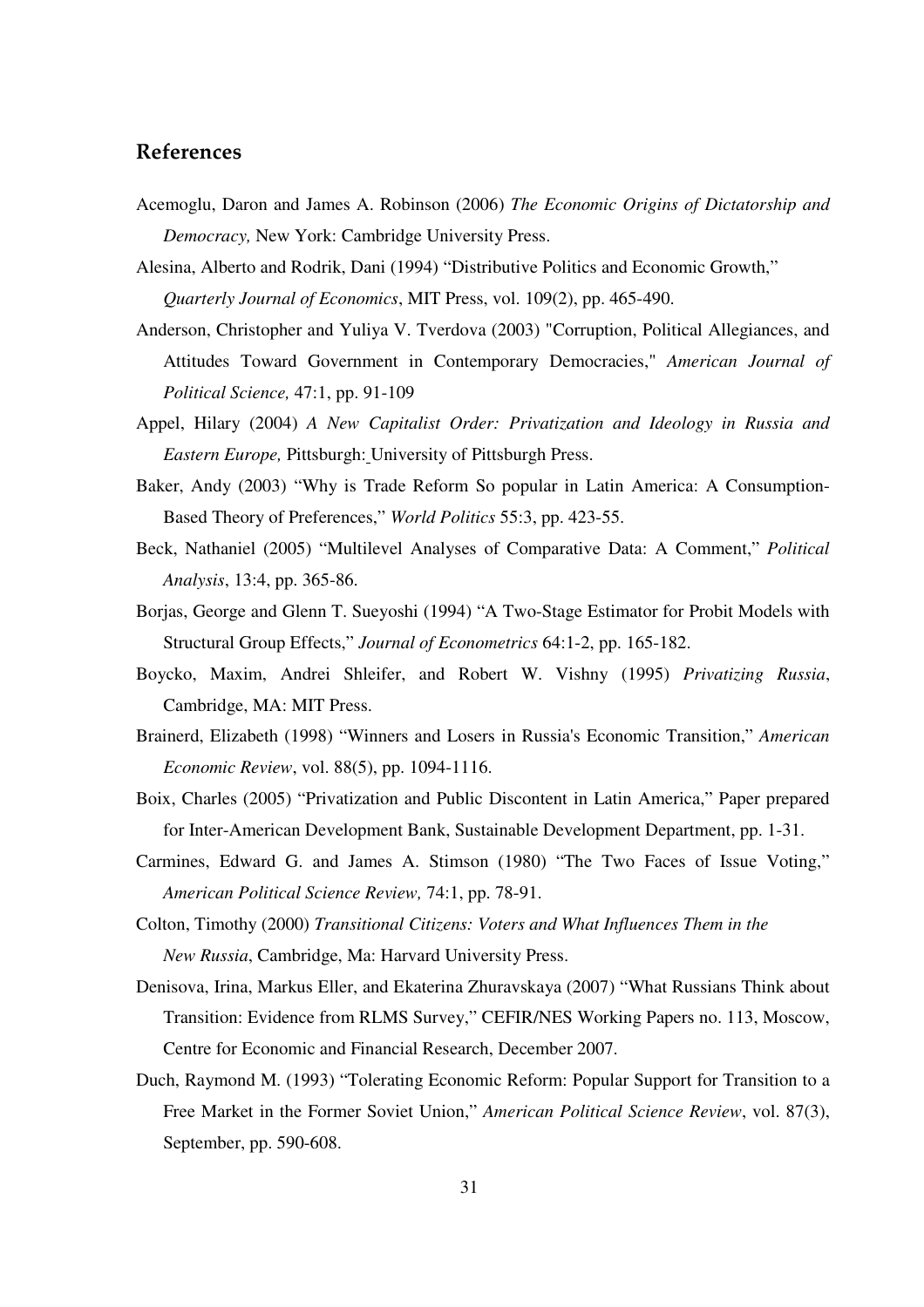## References

Acemoglu, Daron and James A. Robinson (2006) *The Economic Origins of Dictatorship and Democracy,* New York: Cambridge University Press.

Alesina, Alberto and Rodrik, Dani (1994) "Distributive Politics and Economic Growth," *Quarterly Journal of Economics*, MIT Press, vol. 109(2), pp. 465-490.

Anderson, Christopher and Yuliya V. Tverdova (2003) "Corruption, Political Allegiances, and Attitudes Toward Government in Contemporary Democracies," *American Journal of Political Science,* 47:1, pp. 91-109

Appel, Hilary (2004) *A New Capitalist Order: Privatization and Ideology in Russia and Eastern Europe,* Pittsburgh: University of Pittsburgh Press.

Baker, Andy (2003) "Why is Trade Reform So popular in Latin America: A Consumption-Based Theory of Preferences," *World Politics* 55:3, pp. 423-55.

Beck, Nathaniel (2005) "Multilevel Analyses of Comparative Data: A Comment," *Political Analysis*, 13:4, pp. 365-86.

Borjas, George and Glenn T. Sueyoshi (1994) "A Two-Stage Estimator for Probit Models with Structural Group Effects," *Journal of Econometrics* 64:1-2, pp. 165-182.

Boycko, Maxim, Andrei Shleifer, and Robert W. Vishny (1995) *Privatizing Russia*, Cambridge, MA: MIT Press.

Brainerd, Elizabeth (1998) "Winners and Losers in Russia's Economic Transition," *American Economic Review*, vol. 88(5), pp. 1094-1116.

Boix, Charles (2005) "Privatization and Public Discontent in Latin America," Paper prepared for Inter-American Development Bank, Sustainable Development Department, pp. 1-31.

Carmines, Edward G. and James A. Stimson (1980) "The Two Faces of Issue Voting," *American Political Science Review,* 74:1, pp. 78-91.

Colton, Timothy (2000) *Transitional Citizens: Voters and What Influences Them in the New Russia*, Cambridge, Ma: Harvard University Press.

Denisova, Irina, Markus Eller, and Ekaterina Zhuravskaya (2007) "What Russians Think about Transition: Evidence from RLMS Survey," CEFIR/NES Working Papers no. 113, Moscow, Centre for Economic and Financial Research, December 2007.

Duch, Raymond M. (1993) "Tolerating Economic Reform: Popular Support for Transition to a Free Market in the Former Soviet Union," *American Political Science Review*, vol. 87(3), September, pp. 590-608.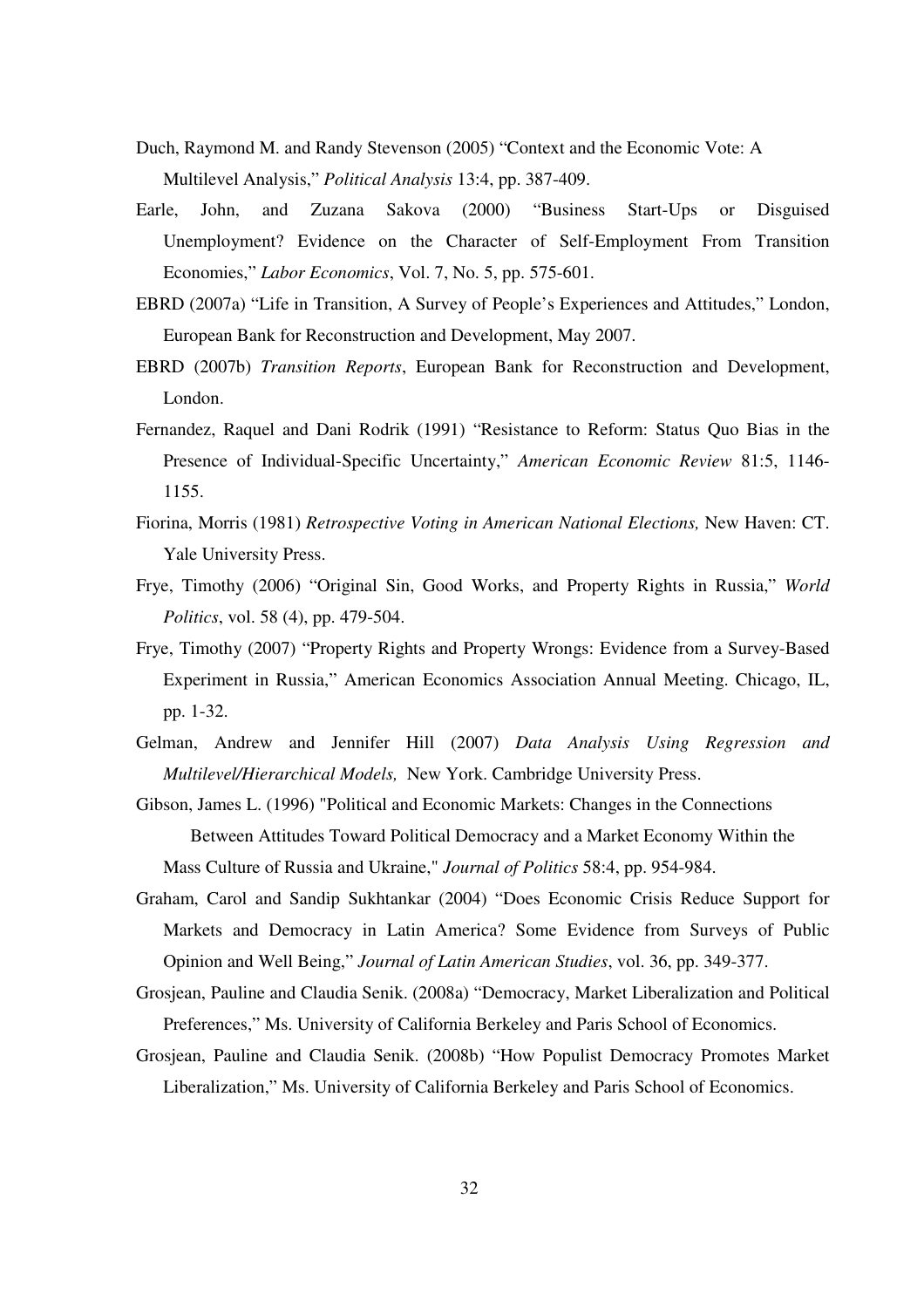Duch, Raymond M. and Randy Stevenson (2005) "Context and the Economic Vote: A Multilevel Analysis," *Political Analysis* 13:4, pp. 387-409.

Earle, John, and Zuzana Sakova (2000) "Business Start-Ups or Disguised Unemployment? Evidence on the Character of Self-Employment From Transition Economies," *Labor Economics*, Vol. 7, No. 5, pp. 575-601.

EBRD (2007a) "Life in Transition, A Survey of People's Experiences and Attitudes," London, European Bank for Reconstruction and Development, May 2007.

EBRD (2007b) *Transition Reports*, European Bank for Reconstruction and Development, London.

Fernandez, Raquel and Dani Rodrik (1991) "Resistance to Reform: Status Quo Bias in the Presence of Individual-Specific Uncertainty," *American Economic Review* 81:5, 1146-1155.

Fiorina, Morris (1981) *Retrospective Voting in American National Elections,* New Haven: CT. Yale University Press.

Frye, Timothy (2006) "Original Sin, Good Works, and Property Rights in Russia," *World Politics*, vol. 58 (4), pp. 479-504.

Frye, Timothy (2007) "Property Rights and Property Wrongs: Evidence from a Survey-Based Experiment in Russia," American Economics Association Annual Meeting. Chicago, IL, pp. 1-32.

Gelman, Andrew and Jennifer Hill (2007) *Data Analysis Using Regression and Multilevel/Hierarchical Models,* New York. Cambridge University Press.

Gibson, James L. (1996) "Political and Economic Markets: Changes in the Connections Between Attitudes Toward Political Democracy and a Market Economy Within the Mass Culture of Russia and Ukraine," *Journal of Politics* 58:4, pp. 954-984.

Graham, Carol and Sandip Sukhtankar (2004) "Does Economic Crisis Reduce Support for Markets and Democracy in Latin America? Some Evidence from Surveys of Public Opinion and Well Being," *Journal of Latin American Studies*, vol. 36, pp. 349-377.

Grosjean, Pauline and Claudia Senik. (2008a) "Democracy, Market Liberalization and Political Preferences," Ms. University of California Berkeley and Paris School of Economics.

Grosjean, Pauline and Claudia Senik. (2008b) "How Populist Democracy Promotes Market Liberalization," Ms. University of California Berkeley and Paris School of Economics.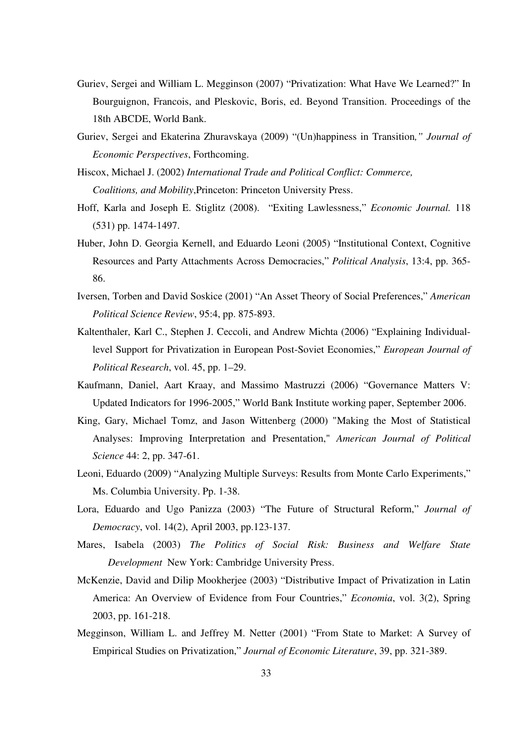Guriev, Sergei and William L. Megginson (2007) "Privatization: What Have We Learned?" In Bourguignon, Francois, and Pleskovic, Boris, ed. Beyond Transition. Proceedings of the 18th ABCDE, World Bank.

Guriev, Sergei and Ekaterina Zhuravskaya (2009) "(Un)happiness in Transition*," Journal of Economic Perspectives*, Forthcoming.

Hiscox, Michael J. (2002) *International Trade and Political Conflict: Commerce, Coalitions, and Mobility*,Princeton: Princeton University Press.

Hoff, Karla and Joseph E. Stiglitz (2008). "Exiting Lawlessness," *Economic Journal.* 118 (531) pp. 1474-1497.

Huber, John D. Georgia Kernell, and Eduardo Leoni (2005) "Institutional Context, Cognitive Resources and Party Attachments Across Democracies," *Political Analysis*, 13:4, pp. 365-86.

Iversen, Torben and David Soskice (2001) "An Asset Theory of Social Preferences," *American Political Science Review*, 95:4, pp. 875-893.

Kaltenthaler, Karl C., Stephen J. Ceccoli, and Andrew Michta (2006) "Explaining Individual-level Support for Privatization in European Post-Soviet Economies," *European Journal of Political Research*, vol. 45, pp. 1–29.

Kaufmann, Daniel, Aart Kraay, and Massimo Mastruzzi (2006) "Governance Matters V: Updated Indicators for 1996-2005," World Bank Institute working paper, September 2006.

King, Gary, Michael Tomz, and Jason Wittenberg (2000) "Making the Most of Statistical Analyses: Improving Interpretation and Presentation," *American Journal of Political Science* 44: 2, pp. 347-61.

Leoni, Eduardo (2009) "Analyzing Multiple Surveys: Results from Monte Carlo Experiments," Ms. Columbia University. Pp. 1-38.

Lora, Eduardo and Ugo Panizza (2003) "The Future of Structural Reform," *Journal of Democracy*, vol. 14(2), April 2003, pp.123-137.

Mares, Isabela (2003) *The Politics of Social Risk: Business and Welfare State Development* New York: Cambridge University Press.

McKenzie, David and Dilip Mookherjee (2003) "Distributive Impact of Privatization in Latin America: An Overview of Evidence from Four Countries," *Economia*, vol. 3(2), Spring 2003, pp. 161-218.

Megginson, William L. and Jeffrey M. Netter (2001) "From State to Market: A Survey of Empirical Studies on Privatization," *Journal of Economic Literature*, 39, pp. 321-389.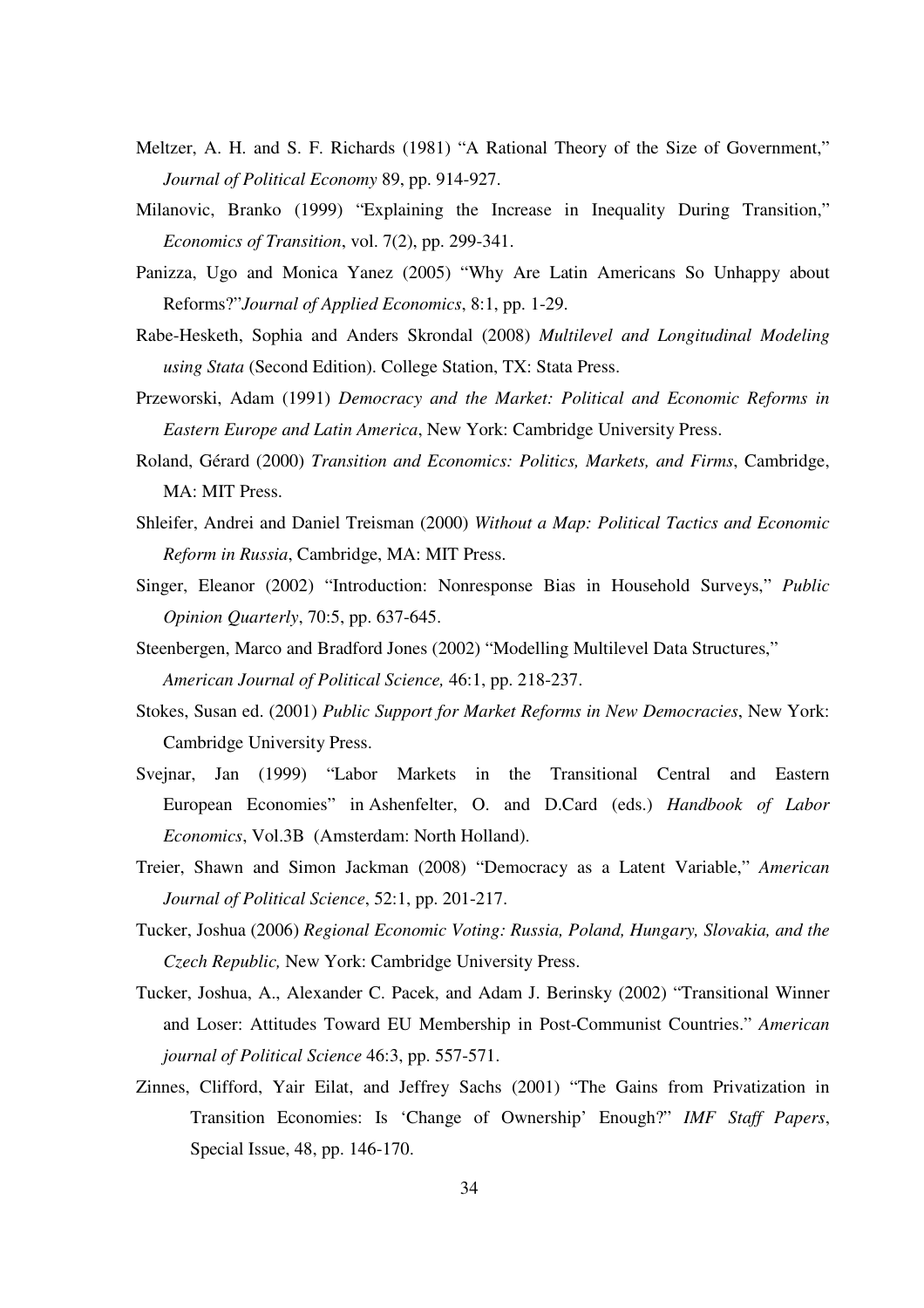Meltzer, A. H. and S. F. Richards (1981) "A Rational Theory of the Size of Government," *Journal of Political Economy* 89, pp. 914-927.

Milanovic, Branko (1999) "Explaining the Increase in Inequality During Transition," *Economics of Transition*, vol. 7(2), pp. 299-341.

Panizza, Ugo and Monica Yanez (2005) "Why Are Latin Americans So Unhappy about Reforms?"*Journal of Applied Economics*, 8:1, pp. 1-29.

Rabe-Hesketh, Sophia and Anders Skrondal (2008) *Multilevel and Longitudinal Modeling using Stata* (Second Edition). College Station, TX: Stata Press.

Przeworski, Adam (1991) *Democracy and the Market: Political and Economic Reforms in Eastern Europe and Latin America*, New York: Cambridge University Press.

Roland, Gérard (2000) *Transition and Economics: Politics, Markets, and Firms*, Cambridge, MA: MIT Press.

Shleifer, Andrei and Daniel Treisman (2000) *Without a Map: Political Tactics and Economic Reform in Russia*, Cambridge, MA: MIT Press.

Singer, Eleanor (2002) "Introduction: Nonresponse Bias in Household Surveys," *Public Opinion Quarterly*, 70:5, pp. 637-645.

Steenbergen, Marco and Bradford Jones (2002) "Modelling Multilevel Data Structures," *American Journal of Political Science,* 46:1, pp. 218-237.

Stokes, Susan ed. (2001) *Public Support for Market Reforms in New Democracies*, New York: Cambridge University Press.

Svejnar, Jan (1999) "Labor Markets in the Transitional Central and Eastern European Economies" in Ashenfelter, O. and D.Card (eds.) *Handbook of Labor Economics*, Vol.3B (Amsterdam: North Holland).

Treier, Shawn and Simon Jackman (2008) "Democracy as a Latent Variable," *American Journal of Political Science*, 52:1, pp. 201-217.

Tucker, Joshua (2006) *Regional Economic Voting: Russia, Poland, Hungary, Slovakia, and the Czech Republic,* New York: Cambridge University Press.

Tucker, Joshua, A., Alexander C. Pacek, and Adam J. Berinsky (2002) "Transitional Winner and Loser: Attitudes Toward EU Membership in Post-Communist Countries." *American journal of Political Science* 46:3, pp. 557-571.

Zinnes, Clifford, Yair Eilat, and Jeffrey Sachs (2001) "The Gains from Privatization in Transition Economies: Is 'Change of Ownership' Enough?" *IMF Staff Papers*, Special Issue, 48, pp. 146-170.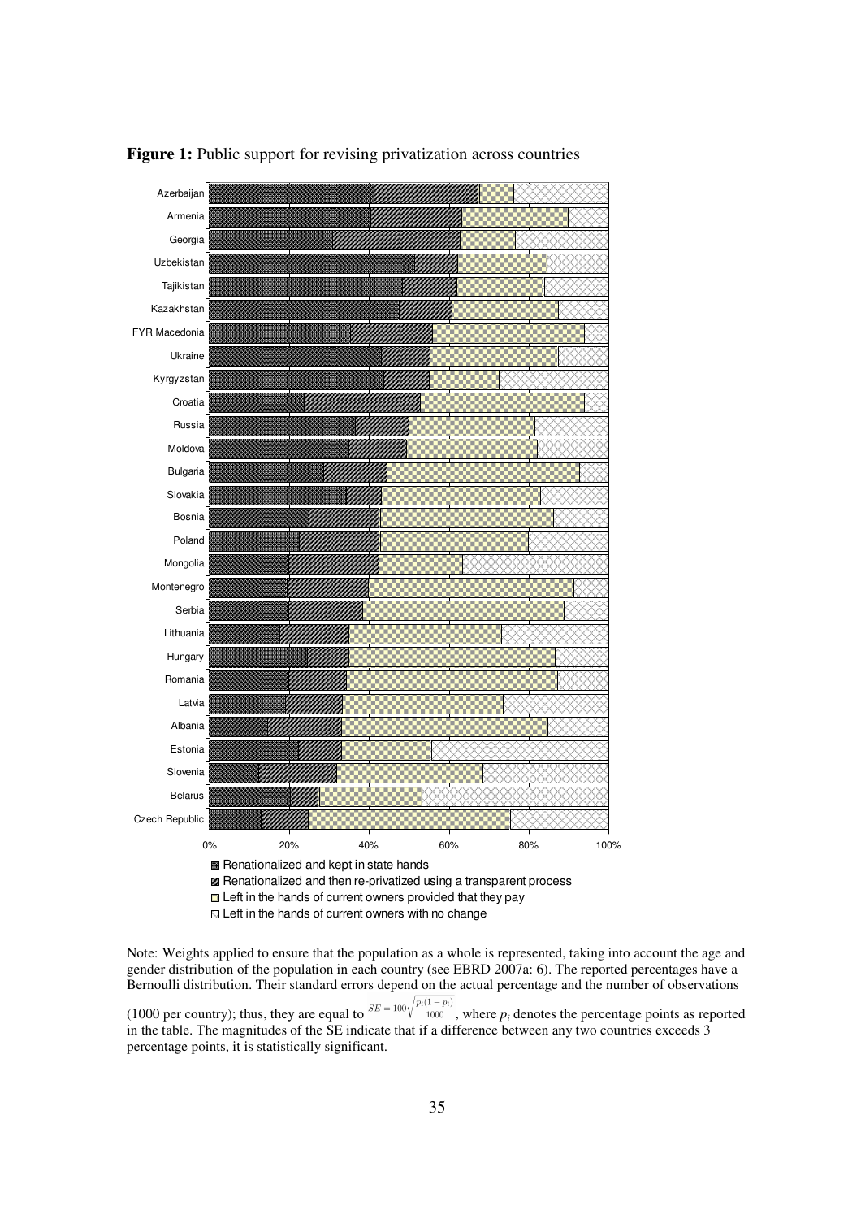**Figure 1:** Public support for revising privatization across countries

Note: Weights applied to ensure that the population as a whole is represented, taking into account the age and gender distribution of the population in each country (see EBRD 2007a: 6). The reported percentages have a Bernoulli distribution. Their standard errors depend on the actual percentage and the number of observations (1000 per country); thus, they are equal to $SE = 100\sqrt{\frac{p_i(1-p_i)}{1000}}$, where $p_i$ denotes the percentage points as reported in the table. The magnitudes of the SE indicate that if a difference between any two countries exceeds 3 percentage points, it is statistically significant.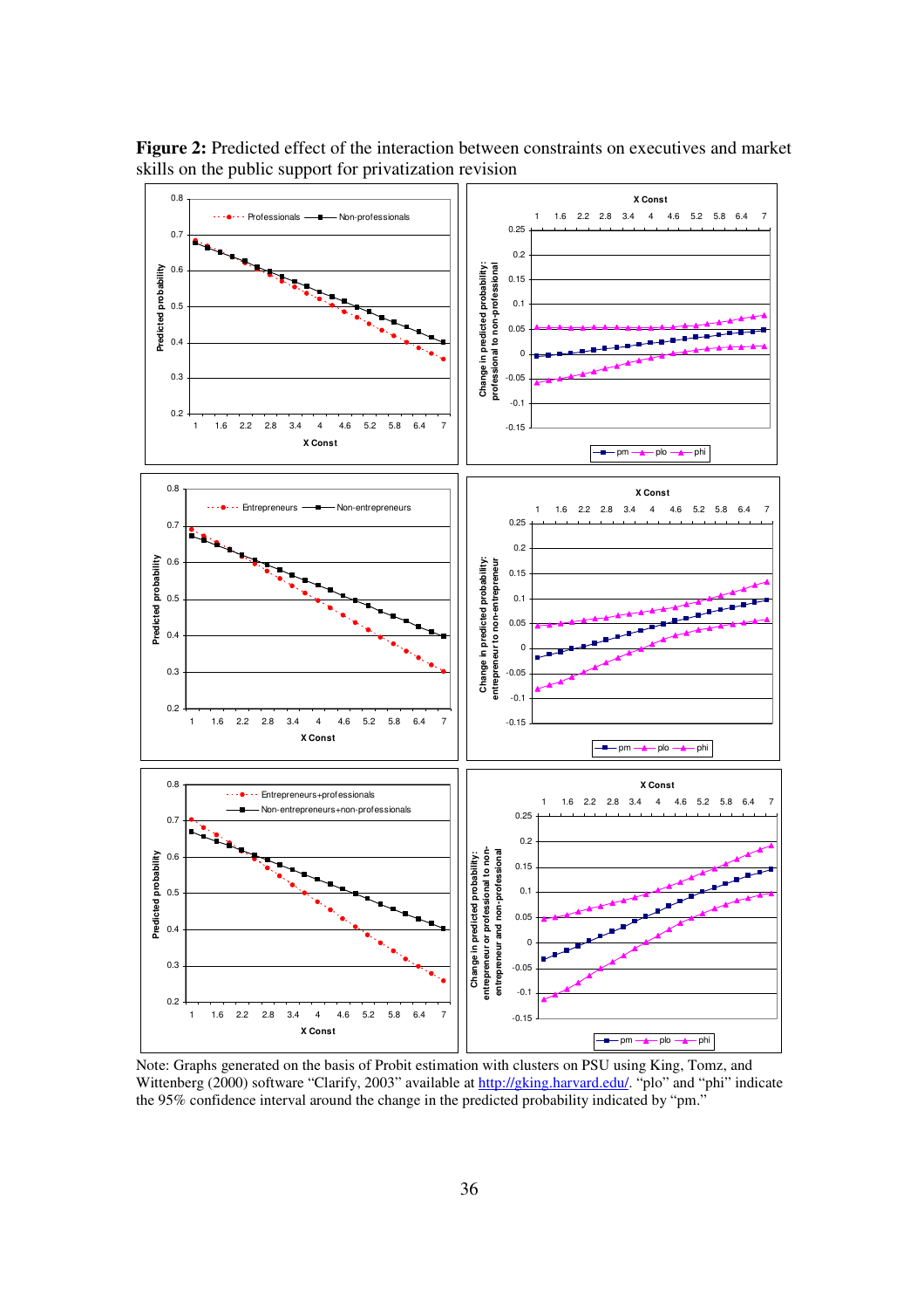**Figure 2:** Predicted effect of the interaction between constraints on executives and market skills on the public support for privatization revision

Note: Graphs generated on the basis of Probit estimation with clusters on PSU using King, Tomz, and Wittenberg (2000) software "Clarify, 2003" available at http://gking.harvard.edu/. "plo" and "phi" indicate the 95% confidence interval around the change in the predicted probability indicated by "pm."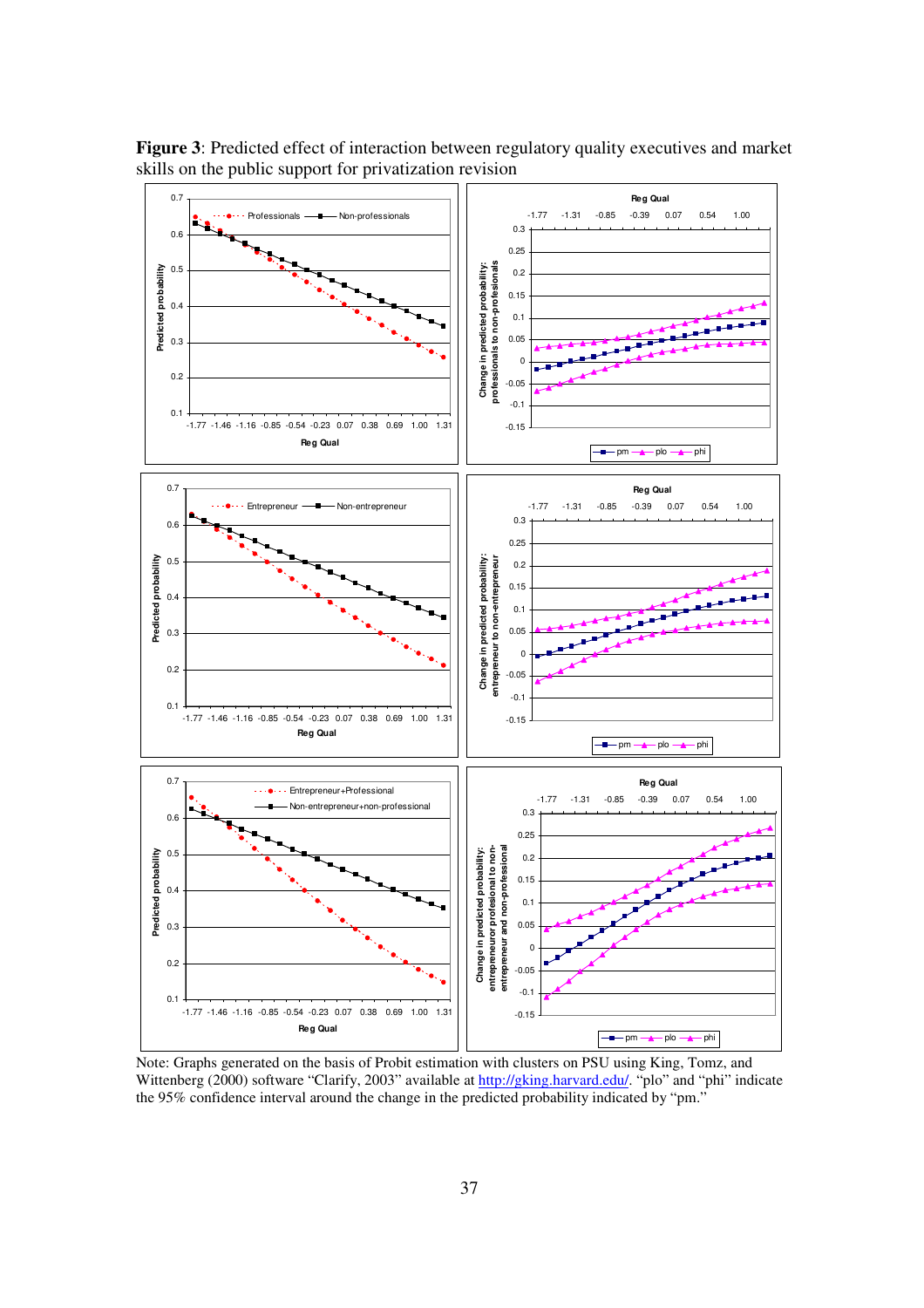**Figure 3**: Predicted effect of interaction between regulatory quality executives and market skills on the public support for privatization revision

Note: Graphs generated on the basis of Probit estimation with clusters on PSU using King, Tomz, and Wittenberg (2000) software "Clarify, 2003" available at http://gking.harvard.edu/. "plo" and "phi" indicate the 95% confidence interval around the change in the predicted probability indicated by "pm."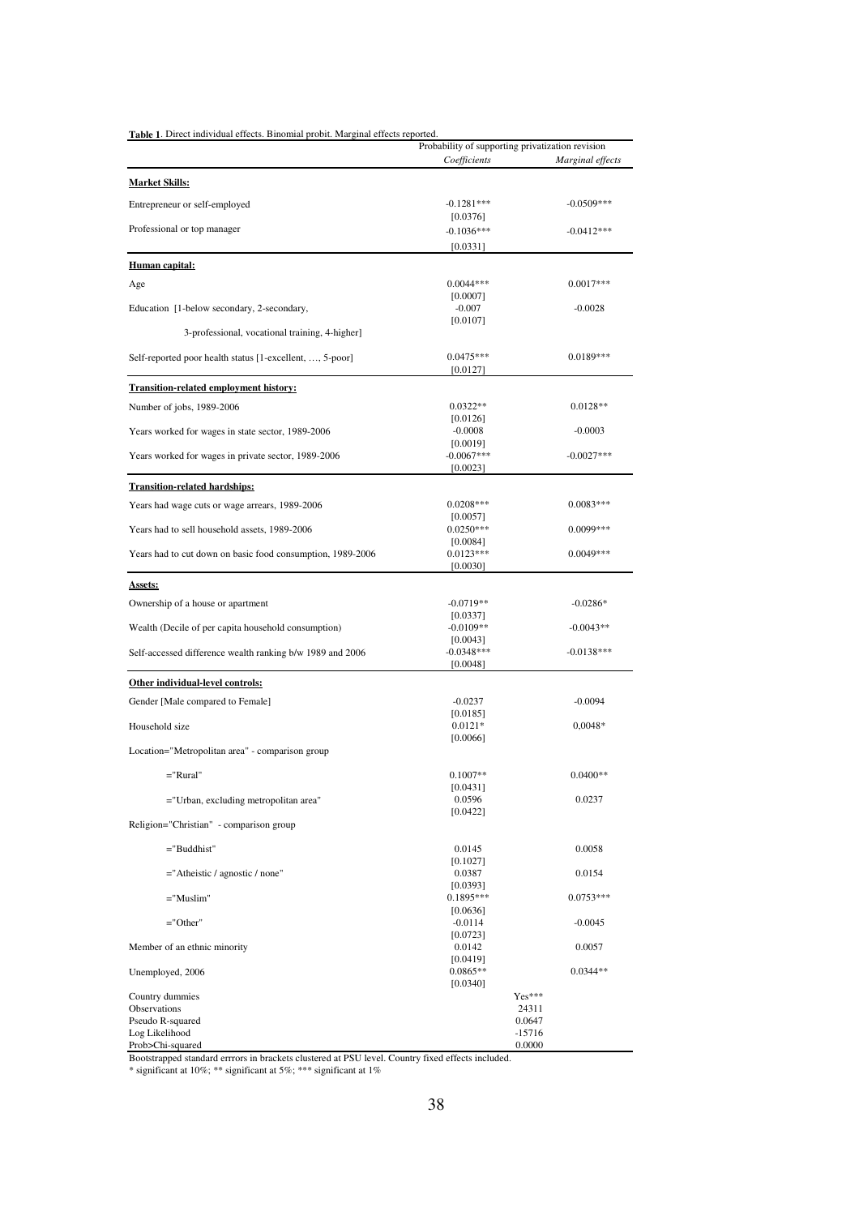**Table 1**. Direct individual effects. Binomial probit. Marginal effects reported.

| | Probability of supporting privatization revision | |
|---|---|---|
| | *Coefficients* | *Marginal effects* |
| **Market Skills:** | | |
| Entrepreneur or self-employed | -0.1281*** | -0.0509*** |
| | [0.0376] | |
| Professional or top manager | -0.1036*** | -0.0412*** |
| | [0.0331] | |
| **Human capital:** | | |
| Age | 0.0044*** | 0.0017*** |
| | [0.0007] | |
| Education [1-below secondary, 2-secondary, 3-professional, vocational training, 4-higher] | -0.007 | -0.0028 |
| | [0.0107] | |
| Self-reported poor health status [1-excellent, …, 5-poor] | 0.0475*** | 0.0189*** |
| | [0.0127] | |
| **Transition-related employment history:** | | |
| Number of jobs, 1989-2006 | 0.0322** | 0.0128** |
| | [0.0126] | |
| Years worked for wages in state sector, 1989-2006 | -0.0008 | -0.0003 |
| | [0.0019] | |
| Years worked for wages in private sector, 1989-2006 | -0.0067*** | -0.0027*** |
| | [0.0023] | |
| **Transition-related hardships:** | | |
| Years had wage cuts or wage arrears, 1989-2006 | 0.0208*** | 0.0083*** |
| | [0.0057] | |
| Years had to sell household assets, 1989-2006 | 0.0250*** | 0.0099*** |
| | [0.0084] | |
| Years had to cut down on basic food consumption, 1989-2006 | 0.0123*** | 0.0049*** |
| | [0.0030] | |
| **Assets:** | | |
| Ownership of a house or apartment | -0.0719** | -0.0286* |
| | [0.0337] | |
| Wealth (Decile of per capita household consumption) | -0.0109** | -0.0043** |
| | [0.0043] | |
| Self-accessed difference wealth ranking b/w 1989 and 2006 | -0.0348*** | -0.0138*** |
| | [0.0048] | |
| **Other individual-level controls:** | | |
| Gender [Male compared to Female] | -0.0237 | -0.0094 |
| | [0.0185] | |
| Household size | 0.0121* | 0.0048* |
| | [0.0066] | |
| Location="Metropolitan area" - comparison group | | |
| ="Rural" | 0.1007** | 0.0400** |
| | [0.0431] | |
| ="Urban, excluding metropolitan area" | 0.0596 | 0.0237 |
| | [0.0422] | |
| Religion="Christian" - comparison group | | |
| ="Buddhist" | 0.0145 | 0.0058 |
| | [0.1027] | |
| ="Atheistic / agnostic / none" | 0.0387 | 0.0154 |
| | [0.0393] | |
| ="Muslim" | 0.1895*** | 0.0753*** |
| | [0.0636] | |
| ="Other" | -0.0114 | -0.0045 |
| | [0.0723] | |
| Member of an ethnic minority | 0.0142 | 0.0057 |
| | [0.0419] | |
| Unemployed, 2006 | 0.0865** | 0.0344** |
| | [0.0340] | |
| Country dummies | Yes*** | |
| Observations | 24311 | |
| Pseudo R-squared | 0.0647 | |
| Log Likelihood | -15716 | |
| Prob>Chi-squared | 0.0000 | |

Bootstrapped standard errrors in brackets clustered at PSU level. Country fixed effects included.
* significant at 10%; ** significant at 5%; *** significant at 1%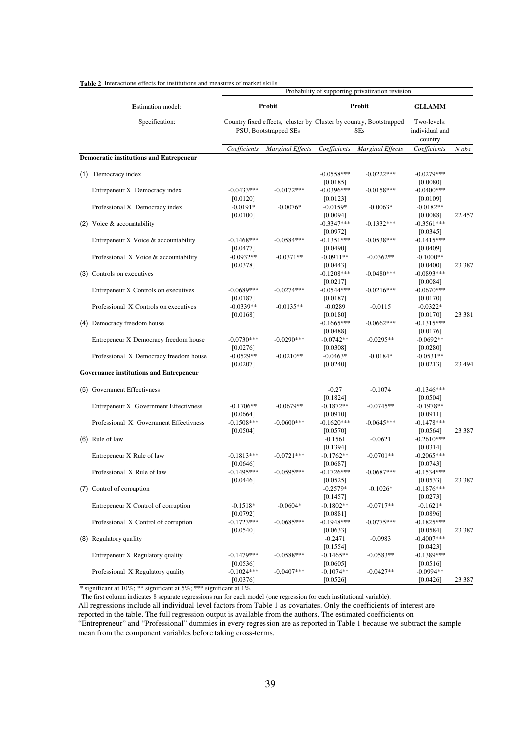**Table 2**. Interactions effects for institutions and measures of market skills

| | Probability of supporting privatization revision | | | | | |
|---|---|---|---|---|---|---|
| Estimation model: | **Probit** | | **Probit** | | **GLLAMM** | |
| Specification: | Country fixed effects, cluster by PSU, Bootstrapped SEs | | Cluster by country, Bootstrapped SEs | | Two-levels: individual and country | |
| | *Coefficients* | *Marginal Effects* | *Coefficients* | *Marginal Effects* | *Coefficients* | *N obs.* |
| **Democratic institutions and Entrepeneur** | | | | | | |
| (1) Democracy index | | | -0.0558*** | -0.0222*** | -0.0279*** | |
| | | | [0.0185] | | [0.0080] | |
| Entrepeneur X Democracy index | -0.0433*** | -0.0172*** | -0.0396*** | -0.0158*** | -0.0400*** | |
| | [0.0120] | | [0.0123] | | [0.0109] | |
| Professional X Democracy index | -0.0191* | -0.0076* | -0.0159* | -0.0063* | -0.0182** | |
| | [0.0100] | | [0.0094] | | [0.0088] | 22 457 |
| (2) Voice & accountability | | | -0.3347*** | -0.1332*** | -0.3561*** | |
| | | | [0.0972] | | [0.0345] | |
| Entrepeneur X Voice & accountability | -0.1468*** | -0.0584*** | -0.1351*** | -0.0538*** | -0.1415*** | |
| | [0.0477] | | [0.0490] | | [0.0409] | |
| Professional X Voice & accountability | -0.0932** | -0.0371** | -0.0911** | -0.0362** | -0.1000** | |
| | [0.0378] | | [0.0443] | | [0.0400] | 23 387 |
| (3) Controls on executives | | | -0.1208*** | -0.0480*** | -0.0893*** | |
| | | | [0.0217] | | [0.0084] | |
| Entrepeneur X Controls on executives | -0.0689*** | -0.0274*** | -0.0544*** | -0.0216*** | -0.0670*** | |
| | [0.0187] | | [0.0187] | | [0.0170] | |
| Professional X Controls on executives | -0.0339** | -0.0135** | -0.0289 | -0.0115 | -0.0322* | |
| | [0.0168] | | [0.0180] | | [0.0170] | 23 381 |
| (4) Democracy freedom house | | | -0.1665*** | -0.0662*** | -0.1315*** | |
| | | | [0.0488] | | [0.0176] | |
| Entrepeneur X Democracy freedom house | -0.0730*** | -0.0290*** | -0.0742** | -0.0295** | -0.0692** | |
| | [0.0276] | | [0.0308] | | [0.0280] | |
| Professional X Democracy freedom house | -0.0529** | -0.0210** | -0.0463* | -0.0184* | -0.0531** | |
| | [0.0207] | | [0.0240] | | [0.0213] | 23 494 |
| **Governance institutions and Entrepeneur** | | | | | | |
| (5) Government Effectivness | | | -0.27 | -0.1074 | -0.1346*** | |
| | | | [0.1824] | | [0.0504] | |
| Entrepeneur X Government Effectivness | -0.1706** | -0.0679** | -0.1872** | -0.0745** | -0.1978** | |
| | [0.0664] | | [0.0910] | | [0.0911] | |
| Professional X Government Effectivness | -0.1508*** | -0.0600*** | -0.1620*** | -0.0645*** | -0.1478*** | |
| | [0.0504] | | [0.0570] | | [0.0564] | 23 387 |
| (6) Rule of law | | | -0.1561 | -0.0621 | -0.2610*** | |
| | | | [0.1394] | | [0.0314] | |
| Entrepeneur X Rule of law | -0.1813*** | -0.0721*** | -0.1762** | -0.0701** | -0.2065*** | |
| | [0.0646] | | [0.0687] | | [0.0743] | |
| Professional X Rule of law | -0.1495*** | -0.0595*** | -0.1726*** | -0.0687*** | -0.1534*** | |
| | [0.0446] | | [0.0525] | | [0.0533] | 23 387 |
| (7) Control of corruption | | | -0.2579* | -0.1026* | -0.1876*** | |
| | | | [0.1457] | | [0.0273] | |
| Entrepeneur X Control of corruption | -0.1518* | -0.0604* | -0.1802** | -0.0717** | -0.1621* | |
| | [0.0792] | | [0.0881] | | [0.0896] | |
| Professional X Control of corruption | -0.1723*** | -0.0685*** | -0.1948*** | -0.0775*** | -0.1825*** | |
| | [0.0540] | | [0.0633] | | [0.0584] | 23 387 |
| (8) Regulatory quality | | | -0.2471 | -0.0983 | -0.4007*** | |
| | | | [0.1554] | | [0.0423] | |
| Entrepeneur X Regulatory quality | -0.1479*** | -0.0588*** | -0.1465** | -0.0583** | -0.1389*** | |
| | [0.0536] | | [0.0605] | | [0.0516] | |
| Professional X Regulatory quality | -0.1024*** | -0.0407*** | -0.1074** | -0.0427** | -0.0994** | |
| | [0.0376] | | [0.0526] | | [0.0426] | 23 387 |

* significant at 10%; ** significant at 5%; *** significant at 1%.

The first column indicates 8 separate regressions run for each model (one regression for each institutional variable).

All regressions include all individual-level factors from Table 1 as covariates. Only the coefficients of interest are reported in the table. The full regression output is available from the authors. The estimated coefficients on "Entrepreneur" and "Professional" dummies in every regression are as reported in Table 1 because we subtract the sample mean from the component variables before taking cross-terms.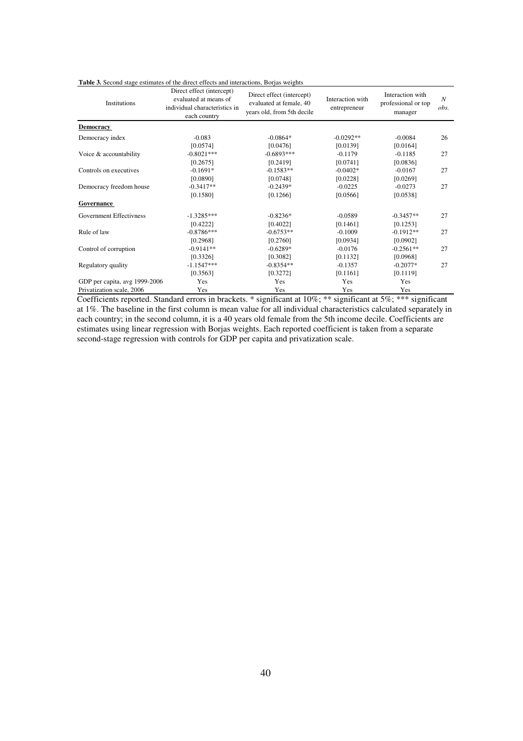**Table 3.** Second stage estimates of the direct effects and interactions, Borjas weights

| Institutions | Direct effect (intercept) evaluated at means of individual characteristics in each country | Direct effect (intercept) evaluated at female, 40 years old, from 5th decile | Interaction with entrepreneur | Interaction with professional or top manager | *N obs.* |
|---|---|---|---|---|---|
| **Democracy** | | | | | |
| Democracy index | -0.083 | -0.0864* | -0.0292** | -0.0084 | 26 |
| | [0.0574] | [0.0476] | [0.0139] | [0.0164] | |
| Voice & accountability | -0.8021*** | -0.6893*** | -0.1179 | -0.1185 | 27 |
| | [0.2675] | [0.2419] | [0.0741] | [0.0836] | |
| Controls on executives | -0.1691* | -0.1583** | -0.0402* | -0.0167 | 27 |
| | [0.0890] | [0.0748] | [0.0228] | [0.0269] | |
| Democracy freedom house | -0.3417** | -0.2439* | -0.0225 | -0.0273 | 27 |
| | [0.1580] | [0.1266] | [0.0566] | [0.0538] | |
| **Governance** | | | | | |
| Government Effectivness | -1.3285*** | -0.8236* | -0.0589 | -0.3457** | 27 |
| | [0.4222] | [0.4022] | [0.1461] | [0.1253] | |
| Rule of law | -0.8786*** | -0.6753** | -0.1009 | -0.1912** | 27 |
| | [0.2968] | [0.2760] | [0.0934] | [0.0902] | |
| Control of corruption | -0.9141** | -0.6289* | -0.0176 | -0.2561** | 27 |
| | [0.3326] | [0.3082] | [0.1132] | [0.0968] | |
| Regulatory quality | -1.1547*** | -0.8354** | -0.1357 | -0.2077* | 27 |
| | [0.3563] | [0.3272] | [0.1161] | [0.1119] | |
| GDP per capita, avg 1999-2006 | Yes | Yes | Yes | Yes | |
| Privatization scale, 2006 | Yes | Yes | Yes | Yes | |

Coefficients reported. Standard errors in brackets. * significant at 10%; ** significant at 5%; *** significant at 1%. The baseline in the first column is mean value for all individual characteristics calculated separately in each country; in the second column, it is a 40 years old female from the 5th income decile. Coefficients are estimates using linear regression with Borjas weights. Each reported coefficient is taken from a separate second-stage regression with controls for GDP per capita and privatization scale.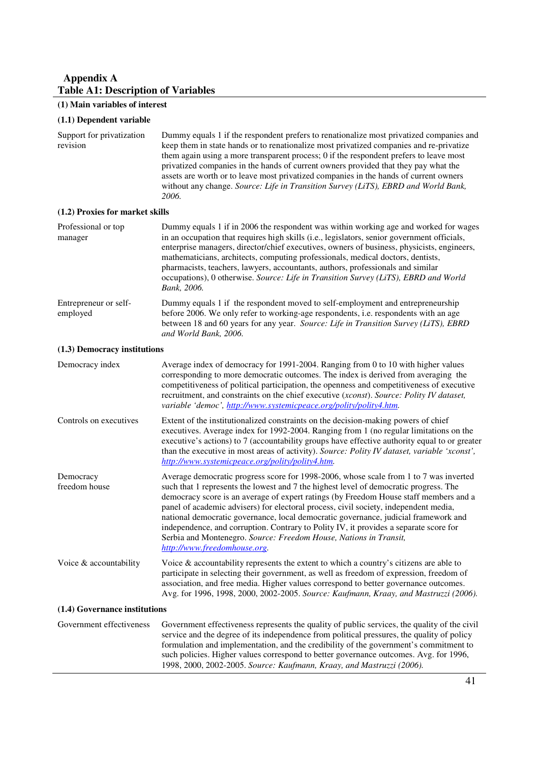## Appendix A

### Table A1: Description of Variables

| | |
|---|---|
| **(1) Main variables of interest** | |
| **(1.1) Dependent variable** | |
| Support for privatization revision | Dummy equals 1 if the respondent prefers to renationalize most privatized companies and keep them in state hands or to renationalize most privatized companies and re-privatize them again using a more transparent process; 0 if the respondent prefers to leave most privatized companies in the hands of current owners provided that they pay what the assets are worth or to leave most privatized companies in the hands of current owners without any change. *Source: Life in Transition Survey (LiTS), EBRD and World Bank, 2006.* |
| **(1.2) Proxies for market skills** | |
| Professional or top manager | Dummy equals 1 if in 2006 the respondent was within working age and worked for wages in an occupation that requires high skills (i.e., legislators, senior government officials, enterprise managers, director/chief executives, owners of business, physicists, engineers, mathematicians, architects, computing professionals, medical doctors, dentists, pharmacists, teachers, lawyers, accountants, authors, professionals and similar occupations), 0 otherwise. *Source: Life in Transition Survey (LiTS), EBRD and World Bank, 2006.* |
| Entrepreneur or self-employed | Dummy equals 1 if the respondent moved to self-employment and entrepreneurship before 2006. We only refer to working-age respondents, i.e. respondents with an age between 18 and 60 years for any year. *Source: Life in Transition Survey (LiTS), EBRD and World Bank, 2006.* |
| **(1.3) Democracy institutions** | |
| Democracy index | Average index of democracy for 1991-2004. Ranging from 0 to 10 with higher values corresponding to more democratic outcomes. The index is derived from averaging the competitiveness of political participation, the openness and competitiveness of executive recruitment, and constraints on the chief executive (*xconst*). *Source: Polity IV dataset, variable 'democ', http://www.systemicpeace.org/polity/polity4.htm.* |
| Controls on executives | Extent of the institutionalized constraints on the decision-making powers of chief executives. Average index for 1992-2004. Ranging from 1 (no regular limitations on the executive's actions) to 7 (accountability groups have effective authority equal to or greater than the executive in most areas of activity). *Source: Polity IV dataset, variable 'xconst', http://www.systemicpeace.org/polity/polity4.htm.* |
| Democracy freedom house | Average democratic progress score for 1998-2006, whose scale from 1 to 7 was inverted such that 1 represents the lowest and 7 the highest level of democratic progress. The democracy score is an average of expert ratings (by Freedom House staff members and a panel of academic advisers) for electoral process, civil society, independent media, national democratic governance, local democratic governance, judicial framework and independence, and corruption. Contrary to Polity IV, it provides a separate score for Serbia and Montenegro. *Source: Freedom House, Nations in Transit, http://www.freedomhouse.org.* |
| Voice & accountability | Voice & accountability represents the extent to which a country's citizens are able to participate in selecting their government, as well as freedom of expression, freedom of association, and free media. Higher values correspond to better governance outcomes. Avg. for 1996, 1998, 2000, 2002-2005. *Source: Kaufmann, Kraay, and Mastruzzi (2006).* |
| **(1.4) Governance institutions** | |
| Government effectiveness | Government effectiveness represents the quality of public services, the quality of the civil service and the degree of its independence from political pressures, the quality of policy formulation and implementation, and the credibility of the government's commitment to such policies. Higher values correspond to better governance outcomes. Avg. for 1996, 1998, 2000, 2002-2005. *Source: Kaufmann, Kraay, and Mastruzzi (2006).* |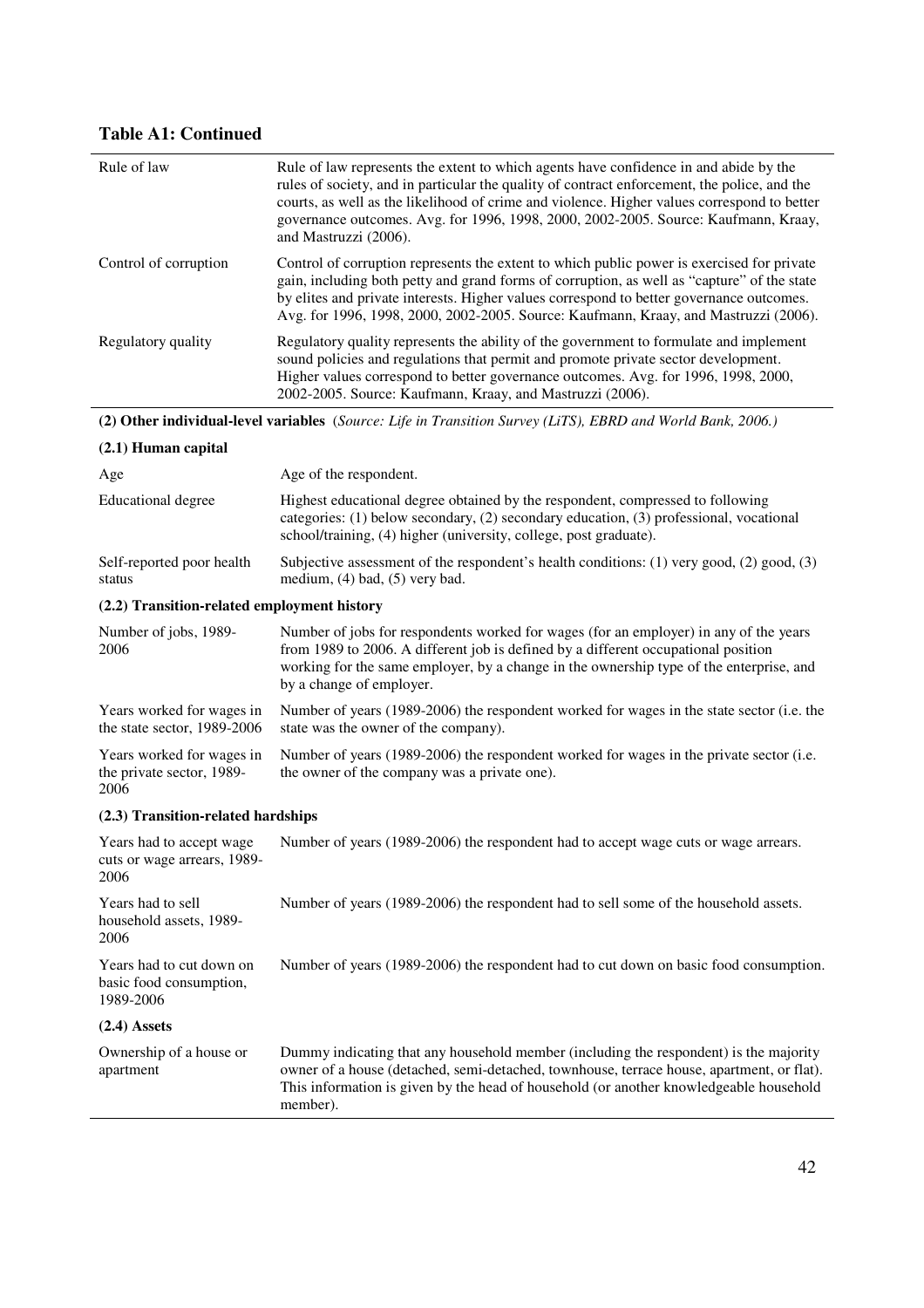**Table A1: Continued**

| | |
|---|---|
| Rule of law | Rule of law represents the extent to which agents have confidence in and abide by the rules of society, and in particular the quality of contract enforcement, the police, and the courts, as well as the likelihood of crime and violence. Higher values correspond to better governance outcomes. Avg. for 1996, 1998, 2000, 2002-2005. Source: Kaufmann, Kraay, and Mastruzzi (2006). |
| Control of corruption | Control of corruption represents the extent to which public power is exercised for private gain, including both petty and grand forms of corruption, as well as "capture" of the state by elites and private interests. Higher values correspond to better governance outcomes. Avg. for 1996, 1998, 2000, 2002-2005. Source: Kaufmann, Kraay, and Mastruzzi (2006). |
| Regulatory quality | Regulatory quality represents the ability of the government to formulate and implement sound policies and regulations that permit and promote private sector development. Higher values correspond to better governance outcomes. Avg. for 1996, 1998, 2000, 2002-2005. Source: Kaufmann, Kraay, and Mastruzzi (2006). |
| **(2) Other individual-level variables** (*Source: Life in Transition Survey (LiTS), EBRD and World Bank, 2006.*) | |
| **(2.1) Human capital** | |
| Age | Age of the respondent. |
| Educational degree | Highest educational degree obtained by the respondent, compressed to following categories: (1) below secondary, (2) secondary education, (3) professional, vocational school/training, (4) higher (university, college, post graduate). |
| Self-reported poor health status | Subjective assessment of the respondent's health conditions: (1) very good, (2) good, (3) medium, (4) bad, (5) very bad. |
| **(2.2) Transition-related employment history** | |
| Number of jobs, 1989-2006 | Number of jobs for respondents worked for wages (for an employer) in any of the years from 1989 to 2006. A different job is defined by a different occupational position working for the same employer, by a change in the ownership type of the enterprise, and by a change of employer. |
| Years worked for wages in the state sector, 1989-2006 | Number of years (1989-2006) the respondent worked for wages in the state sector (i.e. the state was the owner of the company). |
| Years worked for wages in the private sector, 1989-2006 | Number of years (1989-2006) the respondent worked for wages in the private sector (i.e. the owner of the company was a private one). |
| **(2.3) Transition-related hardships** | |
| Years had to accept wage cuts or wage arrears, 1989-2006 | Number of years (1989-2006) the respondent had to accept wage cuts or wage arrears. |
| Years had to sell household assets, 1989-2006 | Number of years (1989-2006) the respondent had to sell some of the household assets. |
| Years had to cut down on basic food consumption, 1989-2006 | Number of years (1989-2006) the respondent had to cut down on basic food consumption. |
| **(2.4) Assets** | |
| Ownership of a house or apartment | Dummy indicating that any household member (including the respondent) is the majority owner of a house (detached, semi-detached, townhouse, terrace house, apartment, or flat). This information is given by the head of household (or another knowledgeable household member). |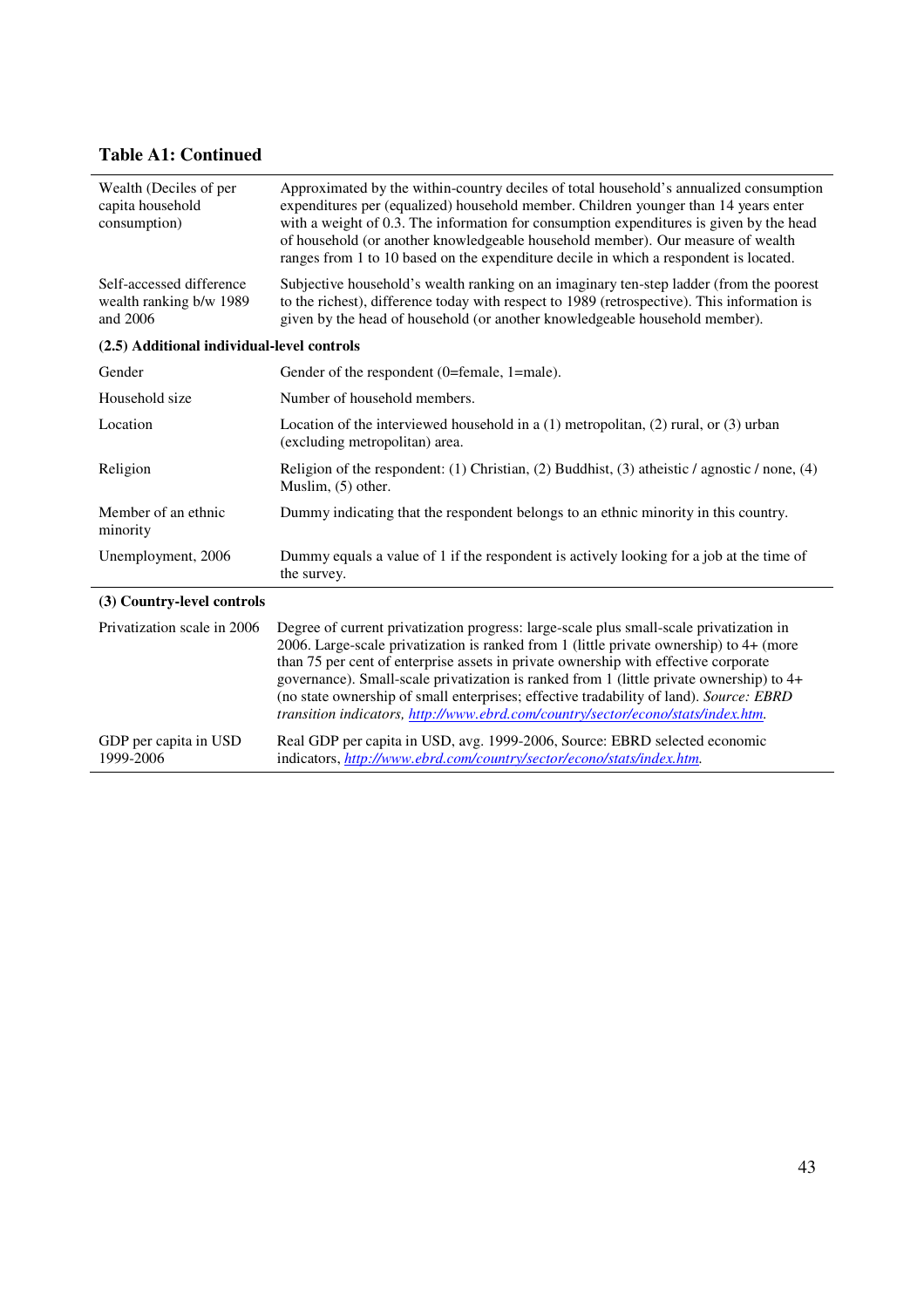**Table A1: Continued**

| | |
|---|---|
| Wealth (Deciles of per capita household consumption) | Approximated by the within-country deciles of total household's annualized consumption expenditures per (equalized) household member. Children younger than 14 years enter with a weight of 0.3. The information for consumption expenditures is given by the head of household (or another knowledgeable household member). Our measure of wealth ranges from 1 to 10 based on the expenditure decile in which a respondent is located. |
| Self-accessed difference wealth ranking b/w 1989 and 2006 | Subjective household's wealth ranking on an imaginary ten-step ladder (from the poorest to the richest), difference today with respect to 1989 (retrospective). This information is given by the head of household (or another knowledgeable household member). |
| **(2.5) Additional individual-level controls** | |
| Gender | Gender of the respondent (0=female, 1=male). |
| Household size | Number of household members. |
| Location | Location of the interviewed household in a (1) metropolitan, (2) rural, or (3) urban (excluding metropolitan) area. |
| Religion | Religion of the respondent: (1) Christian, (2) Buddhist, (3) atheistic / agnostic / none, (4) Muslim, (5) other. |
| Member of an ethnic minority | Dummy indicating that the respondent belongs to an ethnic minority in this country. |
| Unemployment, 2006 | Dummy equals a value of 1 if the respondent is actively looking for a job at the time of the survey. |
| **(3) Country-level controls** | |
| Privatization scale in 2006 | Degree of current privatization progress: large-scale plus small-scale privatization in 2006. Large-scale privatization is ranked from 1 (little private ownership) to 4+ (more than 75 per cent of enterprise assets in private ownership with effective corporate governance). Small-scale privatization is ranked from 1 (little private ownership) to 4+ (no state ownership of small enterprises; effective tradability of land). *Source: EBRD transition indicators, http://www.ebrd.com/country/sector/econo/stats/index.htm.* |
| GDP per capita in USD 1999-2006 | Real GDP per capita in USD, avg. 1999-2006, Source: EBRD selected economic indicators, *http://www.ebrd.com/country/sector/econo/stats/index.htm.* |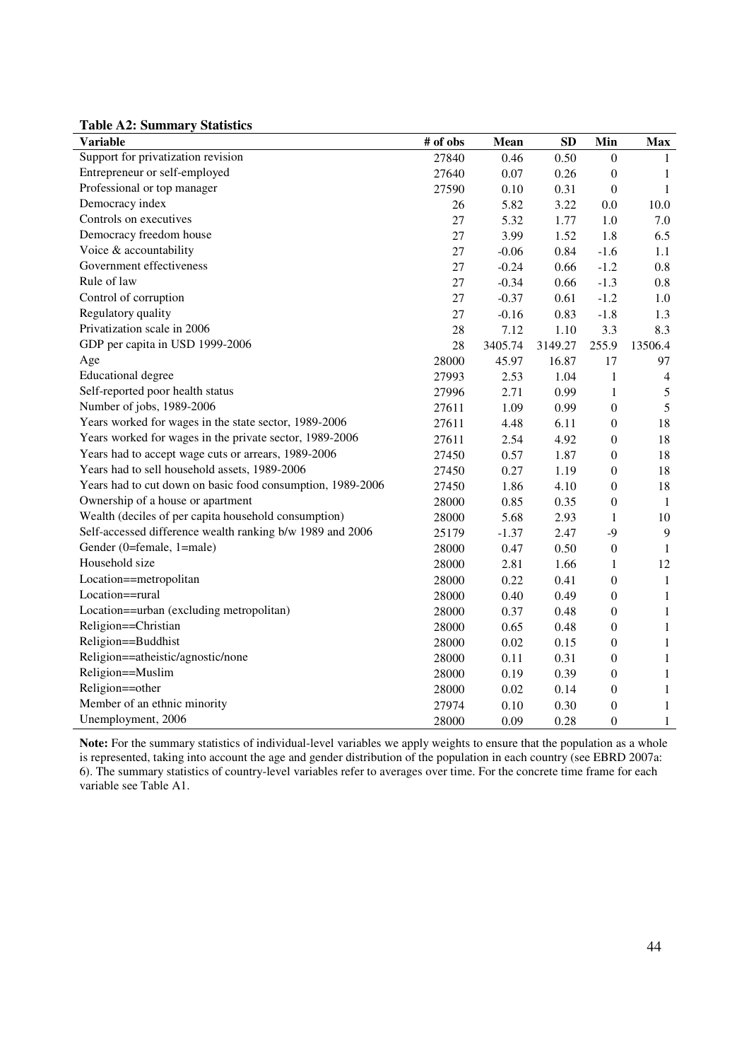**Table A2: Summary Statistics**

| Variable | # of obs | Mean | SD | Min | Max |
|---|---|---|---|---|---|
| Support for privatization revision | 27840 | 0.46 | 0.50 | 0 | 1 |
| Entrepreneur or self-employed | 27640 | 0.07 | 0.26 | 0 | 1 |
| Professional or top manager | 27590 | 0.10 | 0.31 | 0 | 1 |
| Democracy index | 26 | 5.82 | 3.22 | 0.0 | 10.0 |
| Controls on executives | 27 | 5.32 | 1.77 | 1.0 | 7.0 |
| Democracy freedom house | 27 | 3.99 | 1.52 | 1.8 | 6.5 |
| Voice & accountability | 27 | -0.06 | 0.84 | -1.6 | 1.1 |
| Government effectiveness | 27 | -0.24 | 0.66 | -1.2 | 0.8 |
| Rule of law | 27 | -0.34 | 0.66 | -1.3 | 0.8 |
| Control of corruption | 27 | -0.37 | 0.61 | -1.2 | 1.0 |
| Regulatory quality | 27 | -0.16 | 0.83 | -1.8 | 1.3 |
| Privatization scale in 2006 | 28 | 7.12 | 1.10 | 3.3 | 8.3 |
| GDP per capita in USD 1999-2006 | 28 | 3405.74 | 3149.27 | 255.9 | 13506.4 |
| Age | 28000 | 45.97 | 16.87 | 17 | 97 |
| Educational degree | 27993 | 2.53 | 1.04 | 1 | 4 |
| Self-reported poor health status | 27996 | 2.71 | 0.99 | 1 | 5 |
| Number of jobs, 1989-2006 | 27611 | 1.09 | 0.99 | 0 | 5 |
| Years worked for wages in the state sector, 1989-2006 | 27611 | 4.48 | 6.11 | 0 | 18 |
| Years worked for wages in the private sector, 1989-2006 | 27611 | 2.54 | 4.92 | 0 | 18 |
| Years had to accept wage cuts or arrears, 1989-2006 | 27450 | 0.57 | 1.87 | 0 | 18 |
| Years had to sell household assets, 1989-2006 | 27450 | 0.27 | 1.19 | 0 | 18 |
| Years had to cut down on basic food consumption, 1989-2006 | 27450 | 1.86 | 4.10 | 0 | 18 |
| Ownership of a house or apartment | 28000 | 0.85 | 0.35 | 0 | 1 |
| Wealth (deciles of per capita household consumption) | 28000 | 5.68 | 2.93 | 1 | 10 |
| Self-accessed difference wealth ranking b/w 1989 and 2006 | 25179 | -1.37 | 2.47 | -9 | 9 |
| Gender (0=female, 1=male) | 28000 | 0.47 | 0.50 | 0 | 1 |
| Household size | 28000 | 2.81 | 1.66 | 1 | 12 |
| Location==metropolitan | 28000 | 0.22 | 0.41 | 0 | 1 |
| Location==rural | 28000 | 0.40 | 0.49 | 0 | 1 |
| Location==urban (excluding metropolitan) | 28000 | 0.37 | 0.48 | 0 | 1 |
| Religion==Christian | 28000 | 0.65 | 0.48 | 0 | 1 |
| Religion==Buddhist | 28000 | 0.02 | 0.15 | 0 | 1 |
| Religion==atheistic/agnostic/none | 28000 | 0.11 | 0.31 | 0 | 1 |
| Religion==Muslim | 28000 | 0.19 | 0.39 | 0 | 1 |
| Religion==other | 28000 | 0.02 | 0.14 | 0 | 1 |
| Member of an ethnic minority | 27974 | 0.10 | 0.30 | 0 | 1 |
| Unemployment, 2006 | 28000 | 0.09 | 0.28 | 0 | 1 |

**Note:** For the summary statistics of individual-level variables we apply weights to ensure that the population as a whole is represented, taking into account the age and gender distribution of the population in each country (see EBRD 2007a: 6). The summary statistics of country-level variables refer to averages over time. For the concrete time frame for each variable see Table A1.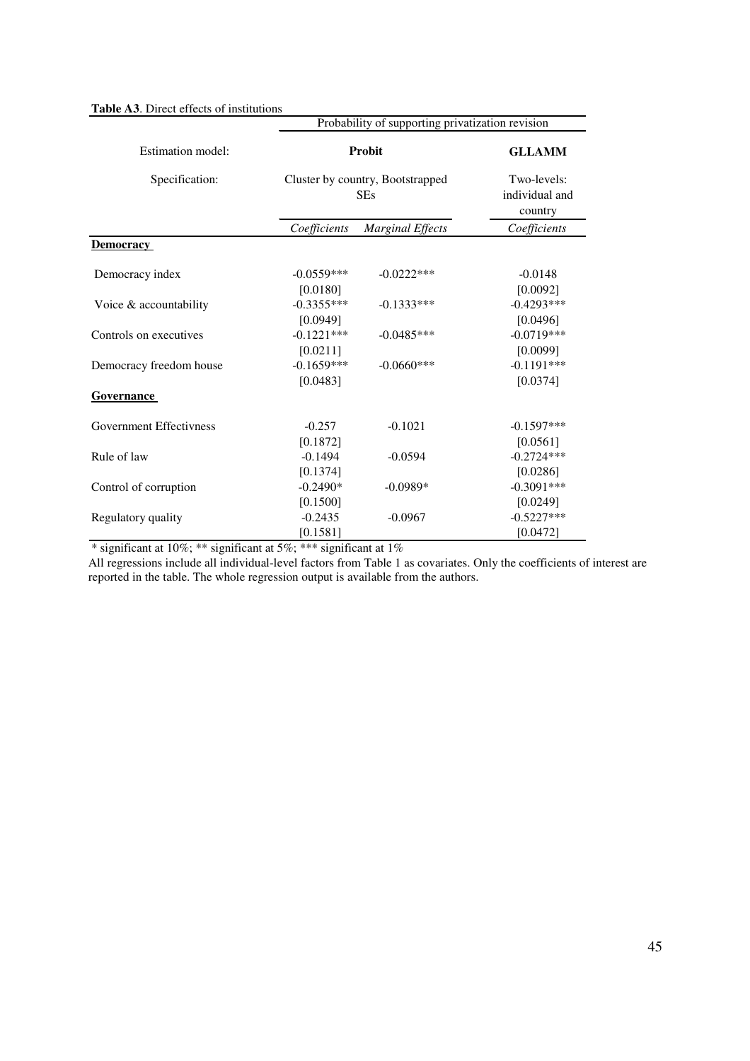**Table A3**. Direct effects of institutions

| | Probability of supporting privatization revision | | |
|---|---|---|---|
| Estimation model: | Probit | | GLLAMM |
| Specification: | Cluster by country, Bootstrapped SEs | | Two-levels: individual and country |
| | *Coefficients* | *Marginal Effects* | *Coefficients* |
| **Democracy** | | | |
| Democracy index | -0.0559*** | -0.0222*** | -0.0148 |
| | [0.0180] | | [0.0092] |
| Voice & accountability | -0.3355*** | -0.1333*** | -0.4293*** |
| | [0.0949] | | [0.0496] |
| Controls on executives | -0.1221*** | -0.0485*** | -0.0719*** |
| | [0.0211] | | [0.0099] |
| Democracy freedom house | -0.1659*** | -0.0660*** | -0.1191*** |
| | [0.0483] | | [0.0374] |
| **Governance** | | | |
| Government Effectivness | -0.257 | -0.1021 | -0.1597*** |
| | [0.1872] | | [0.0561] |
| Rule of law | -0.1494 | -0.0594 | -0.2724*** |
| | [0.1374] | | [0.0286] |
| Control of corruption | -0.2490* | -0.0989* | -0.3091*** |
| | [0.1500] | | [0.0249] |
| Regulatory quality | -0.2435 | -0.0967 | -0.5227*** |
| | [0.1581] | | [0.0472] |

* significant at 10%; ** significant at 5%; *** significant at 1%

All regressions include all individual-level factors from Table 1 as covariates. Only the coefficients of interest are reported in the table. The whole regression output is available from the authors.